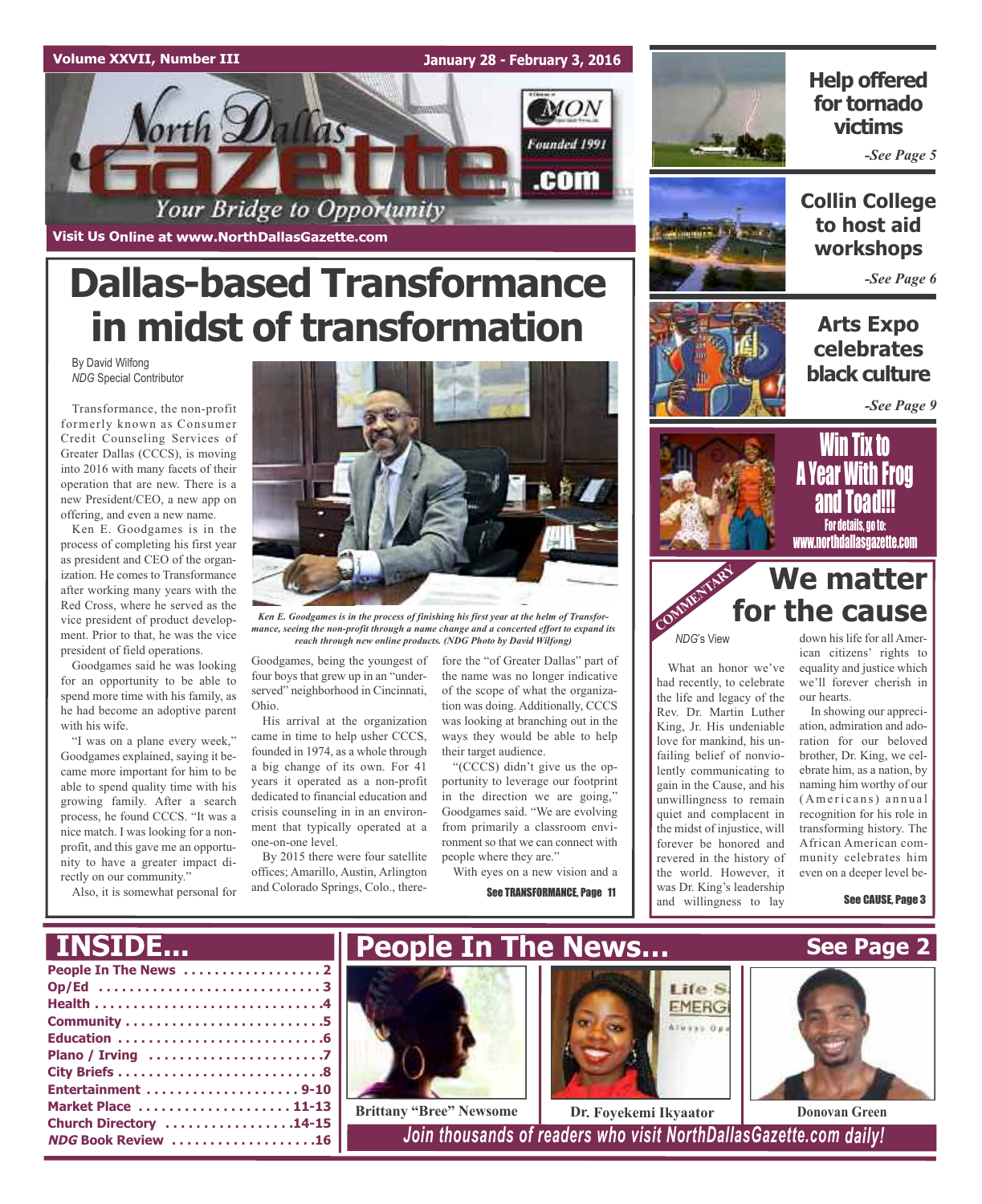Volume XXVII, Number III

January 28 - February 3, 2016

# North Dallas Gazette

Your Bridge to Opportunity

Founded 1991

Visit Us Online at www.NorthDallasGazette.com

# Dallas-based Transformance in midst of transformation

By David Wilfong
*NDG* Special Contributor

Transformance, the non-profit formerly known as Consumer Credit Counseling Services of Greater Dallas (CCCS), is moving into 2016 with many facets of their operation that are new. There is a new President/CEO, a new app on offering, and even a new name.

Ken E. Goodgames is in the process of completing his first year as president and CEO of the organization. He comes to Transformance after working many years with the Red Cross, where he served as the vice president of product development. Prior to that, he was the vice president of field operations.

Goodgames said he was looking for an opportunity to be able to spend more time with his family, as he had become an adoptive parent with his wife.

"I was on a plane every week," Goodgames explained, saying it became more important for him to be able to spend quality time with his growing family. After a search process, he found CCCS. "It was a nice match. I was looking for a non-profit, and this gave me an opportunity to have a greater impact directly on our community."

Also, it is somewhat personal for Goodgames, being the youngest of four boys that grew up in an "underserved" neighborhood in Cincinnati, Ohio.

*Ken E. Goodgames is in the process of finishing his first year at the helm of Transformance, seeing the non-profit through a name change and a concerted effort to expand its reach through new online products. (NDG Photo by David Wilfong)*

His arrival at the organization came in time to help usher CCCS, founded in 1974, as a whole through a big change of its own. For 41 years it operated as a non-profit dedicated to financial education and crisis counseling in in an environment that typically operated at a one-on-one level.

By 2015 there were four satellite offices; Amarillo, Austin, Arlington and Colorado Springs, Colo., therefore the "of Greater Dallas" part of the name was no longer indicative of the scope of what the organization was doing. Additionally, CCCS was looking at branching out in the ways they would be able to help their target audience.

"(CCCS) didn't give us the opportunity to leverage our footprint in the direction we are going," Goodgames said. "We are evolving from primarily a classroom environment so that we can connect with people where they are."

With eyes on a new vision and a

See TRANSFORMANCE, Page 11

## Help offered for tornado victims

*-See Page 5*

## Collin College to host aid workshops

*-See Page 6*

## Arts Expo celebrates black culture

*-See Page 9*

## Win Tix to A Year With Frog and Toad!!!

For details, go to: www.northdallasgazette.com

COMMENTARY

# We matter for the cause

*NDG*'s View

What an honor we've had recently, to celebrate the life and legacy of the Rev. Dr. Martin Luther King, Jr. His undeniable love for mankind, his unfailing belief of nonviolently communicating to gain in the Cause, and his unwillingness to remain quiet and complacent in the midst of injustice, will forever be honored and revered in the history of the world. However, it was Dr. King's leadership and willingness to lay down his life for all American citizens' rights to equality and justice which we'll forever cherish in our hearts.

In showing our appreciation, admiration and adoration for our beloved brother, Dr. King, we celebrate him, as a nation, by naming him worthy of our (Americans) annual recognition for his role in transforming history. The African American community celebrates him even on a deeper level be-

See CAUSE, Page 3

## INSIDE...

- People In The News .................. 2
- Op/Ed .................. 3
- Health .................. 4
- Community .................. 5
- Education .................. 6
- Plano / Irving .................. 7
- City Briefs .................. 8
- Entertainment .................. 9-10
- Market Place .................. 11-13
- Church Directory .................. 14-15
- *NDG* Book Review .................. 16

## People In The News... See Page 2

Brittany "Bree" Newsome

Dr. Foyekemi Ikyaator

Donovan Green

*Join thousands of readers who visit NorthDallasGazette.com daily!*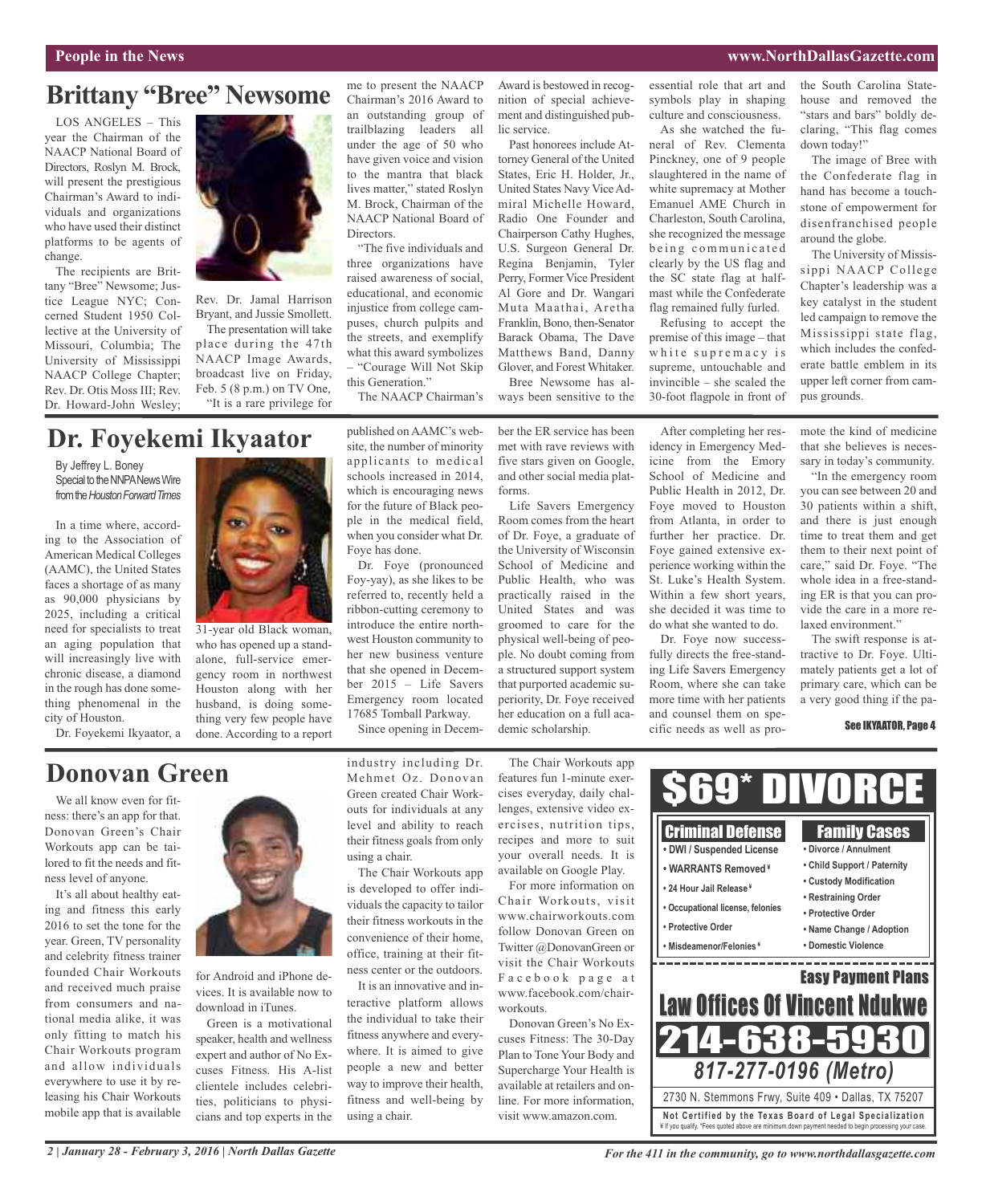## Brittany "Bree" Newsome

LOS ANGELES – This year the Chairman of the NAACP National Board of Directors, Roslyn M. Brock, will present the prestigious Chairman's Award to individuals and organizations who have used their distinct platforms to be agents of change.

The recipients are Brittany "Bree" Newsome; Justice League NYC; Concerned Student 1950 Collective at the University of Missouri, Columbia; The University of Mississippi NAACP College Chapter; Rev. Dr. Otis Moss III; Rev. Dr. Howard-John Wesley; Rev. Dr. Jamal Harrison Bryant, and Jussie Smollett.

The presentation will take place during the 47th NAACP Image Awards, broadcast live on Friday, Feb. 5 (8 p.m.) on TV One.

"It is a rare privilege for me to present the NAACP Chairman's 2016 Award to an outstanding group of trailblazing leaders all under the age of 50 who have given voice and vision to the mantra that black lives matter," stated Roslyn M. Brock, Chairman of the NAACP National Board of Directors.

"The five individuals and three organizations have raised awareness of social, educational, and economic injustice from college campuses, church pulpits and the streets, and exemplify what this award symbolizes – "Courage Will Not Skip this Generation."

The NAACP Chairman's Award is bestowed in recognition of special achievement and distinguished public service.

Past honorees include Attorney General of the United States, Eric H. Holder, Jr., United States Navy Vice Admiral Michelle Howard, Radio One Founder and Chairperson Cathy Hughes, U.S. Surgeon General Dr. Regina Benjamin, Tyler Perry, Former Vice President Al Gore and Dr. Wangari Muta Maathai, Aretha Franklin, Bono, then-Senator Barack Obama, The Dave Matthews Band, Danny Glover, and Forest Whitaker.

Bree Newsome has always been sensitive to the essential role that art and symbols play in shaping culture and consciousness.

As she watched the funeral of Rev. Clementa Pinckney, one of 9 people slaughtered in the name of white supremacy at Mother Emanuel AME Church in Charleston, South Carolina, she recognized the message being communicated clearly by the US flag and the SC state flag at half-mast while the Confederate flag remained fully furled.

Refusing to accept the premise of this image – that white supremacy is supreme, untouchable and invincible – she scaled the 30-foot flagpole in front of the South Carolina Statehouse and removed the "stars and bars" boldly declaring, "This flag comes down today!"

The image of Bree with the Confederate flag in hand has become a touchstone of empowerment for disenfranchised people around the globe.

The University of Mississippi NAACP College Chapter's leadership was a key catalyst in the student led campaign to remove the Mississippi state flag, which includes the confederate battle emblem in its upper left corner from campus grounds.

## Dr. Foyekemi Ikyaator

By Jeffrey L. Boney
Special to the NNPA News Wire from the *Houston Forward Times*

In a time where, according to the Association of American Medical Colleges (AAMC), the United States faces a shortage of as many as 90,000 physicians by 2025, including a critical need for specialists to treat an aging population that will increasingly live with chronic disease, a diamond in the rough has done something phenomenal in the city of Houston.

Dr. Foyekemi Ikyaator, a 31-year old Black woman, who has opened up a standalone, full-service emergency room in northwest Houston along with her husband, is doing something very few people have done. According to a report published on AAMC's website, the number of minority applicants to medical schools increased in 2014, which is encouraging news for the future of Black people in the medical field, when you consider what Dr. Foye has done.

Dr. Foye (pronounced Foy-yay), as she likes to be referred to, recently held a ribbon-cutting ceremony to introduce the entire northwest Houston community to her new business venture that she opened in December 2015 – Life Savers Emergency Room located 17685 Tomball Parkway.

Since opening in December the ER service has been met with rave reviews with five stars given on Google, and other social media platforms.

Life Savers Emergency Room comes from the heart of Dr. Foye, a graduate of the University of Wisconsin School of Medicine and Public Health, who was practically raised in the United States and was groomed to care for the physical well-being of people. No doubt coming from a structured support system that purported academic superiority, Dr. Foye received her education on a full academic scholarship.

After completing her residency in Emergency Medicine from the Emory School of Medicine and Public Health in 2012, Dr. Foye moved to Houston from Atlanta, in order to further her practice. Dr. Foye gained extensive experience working within the St. Luke's Health System. Within a few short years, she decided it was time to do what she wanted to do.

Dr. Foye now successfully directs the free-standing Life Savers Emergency Room, where she can take more time with her patients and counsel them on specific needs as well as promote the kind of medicine that she believes is necessary in today's community.

"In the emergency room you can see between 20 and 30 patients within a shift, and there is just enough time to treat them and get them to their next point of care," said Dr. Foye. "The whole idea in a free-standing ER is that you can provide the care in a more relaxed environment."

The swift response is attractive to Dr. Foye. Ultimately patients get a lot of primary care, which can be a very good thing if the pa-

See IKYAATOR, Page 4

## Donovan Green

We all know even for fitness: there's an app for that. Donovan Green's Chair Workouts app can be tailored to fit the needs and fitness level of anyone.

It's all about healthy eating and fitness this early 2016 to set the tone for the year. Green, TV personality and celebrity fitness trainer founded Chair Workouts and received much praise from consumers and national media alike, it was only fitting to match his Chair Workouts program and allow individuals everywhere to use it by releasing his Chair Workouts mobile app that is available for Android and iPhone devices. It is available now to download in iTunes.

Green is a motivational speaker, health and wellness expert and author of No Excuses Fitness. His A-list clientele includes celebrities, politicians to physicians and top experts in the industry including Dr. Mehmet Oz. Donovan Green created Chair Workouts for individuals at any level and ability to reach their fitness goals from only using a chair.

The Chair Workouts app is developed to offer individuals the capacity to tailor their fitness workouts in the convenience of their home, office, training at their fitness center or the outdoors.

It is an innovative and interactive platform allows the individual to take their fitness anywhere and everywhere. It is aimed to give people a new and better way to improve their health, fitness and well-being by using a chair.

The Chair Workouts app features fun 1-minute exercises everyday, daily challenges, extensive video exercises, nutrition tips, recipes and more to suit your overall needs. It is available on Google Play.

For more information on Chair Workouts, visit www.chairworkouts.com follow Donovan Green on Twitter @DonovanGreen or visit the Chair Workouts Facebook page at www.facebook.com/chairworkouts.

Donovan Green's No Excuses Fitness: The 30-Day Plan to Tone Your Body and Supercharge Your Health is available at retailers and online. For more information, visit www.amazon.com.

---

**$69* DIVORCE**

**Criminal Defense**
- DWI / Suspended License
- WARRANTS Removed ¥
- 24 Hour Jail Release ¥
- Occupational license, felonies
- Protective Order
- Misdeamenor/Felonies ¥

**Family Cases**
- Divorce / Annulment
- Child Support / Paternity
- Custody Modification
- Restraining Order
- Protective Order
- Name Change / Adoption
- Domestic Violence

**Easy Payment Plans**

**Law Offices Of Vincent Ndukwe**

**214-638-5930**

**817-277-0196 (Metro)**

2730 N. Stemmons Frwy, Suite 409 • Dallas, TX 75207

**Not Certified by the Texas Board of Legal Specialization**
¥ If you qualify. *Fees quoted above are minimum down payment needed to begin processing your case.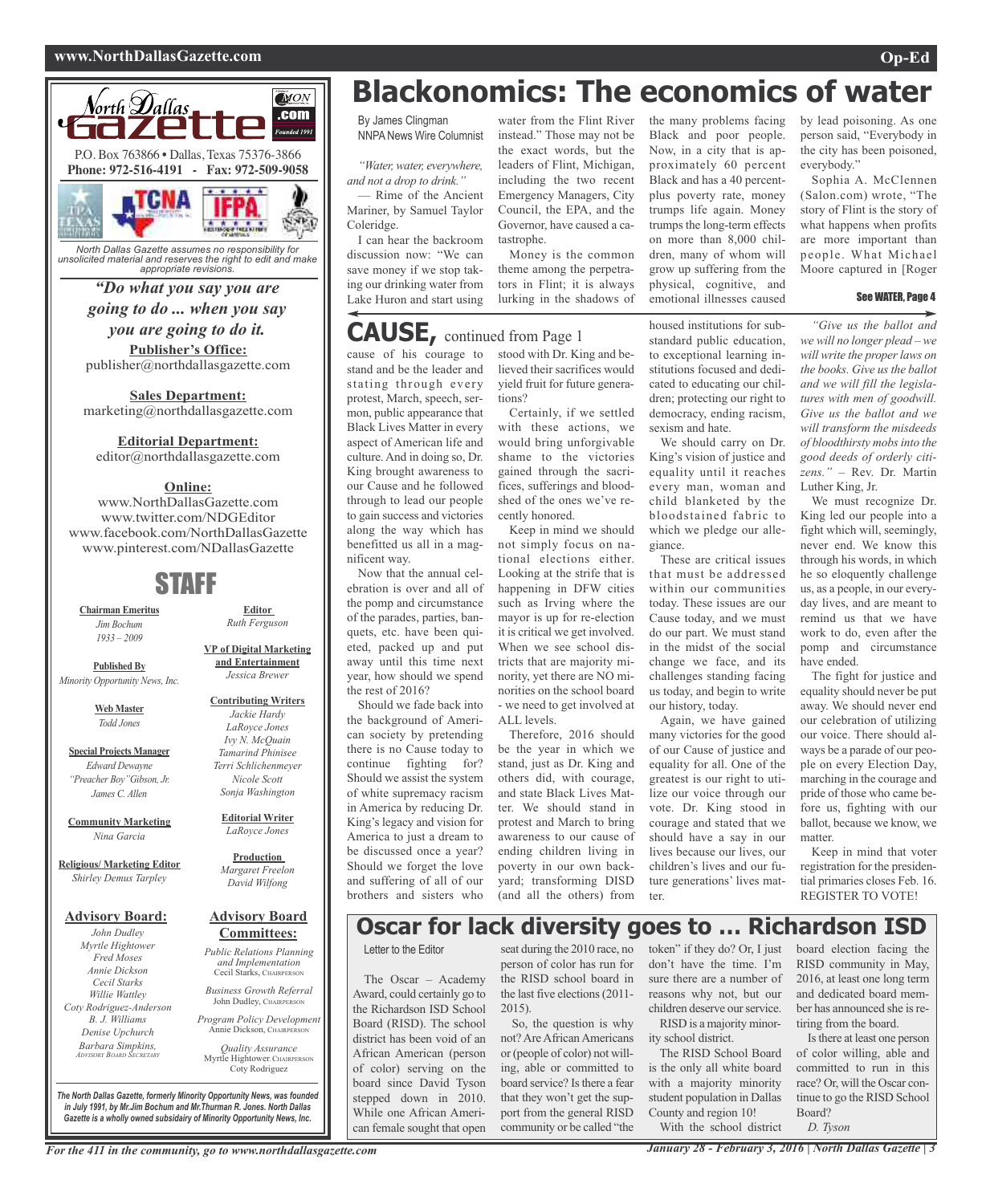# Blackonomics: The economics of water

By James Clingman
NNPA News Wire Columnist

*"Water, water, everywhere, and not a drop to drink."*
— Rime of the Ancient Mariner, by Samuel Taylor Coleridge.

I can hear the backroom discussion now: "We can save money if we stop taking our drinking water from Lake Huron and start using water from the Flint River instead." Those may not be the exact words, but the leaders of Flint, Michigan, including the two recent Emergency Managers, City Council, the EPA, and the Governor, have caused a catastrophe.

Money is the common theme among the perpetrators in Flint; it is always lurking in the shadows of the many problems facing Black and poor people. Now, in a city that is approximately 60 percent Black and has a 40 percent-plus poverty rate, money trumps life again. Money trumps the long-term effects on more than 8,000 children, many of whom will grow up suffering from the physical, cognitive, and emotional illnesses caused by lead poisoning. As one person said, "Everybody in the city has been poisoned, everybody."

Sophia A. McClennen (Salon.com) wrote, "The story of Flint is the story of what happens when profits are more important than people. What Michael Moore captured in [Roger

See WATER, Page 4

# CAUSE, continued from Page 1

cause of his courage to stand and be the leader and stating through every protest, March, speech, sermon, public appearance that Black Lives Matter in every aspect of American life and culture. And in doing so, Dr. King brought awareness to our Cause and he followed through to lead our people to gain success and victories along the way which has benefitted us all in a magnificent way.

Now that the annual celebration is over and all of the pomp and circumstance of the parades, parties, banquets, etc. have been quieted, packed up and put away until this time next year, how should we spend the rest of 2016?

Should we fade back into the background of American society by pretending there is no Cause today to continue fighting for? Should we assist the system of white supremacy racism in America by reducing Dr. King's legacy and vision for America to just a dream to be discussed once a year? Should we forget the love and suffering of all of our brothers and sisters who stood with Dr. King and believed their sacrifices would yield fruit for future generations?

Certainly, if we settled with these actions, we would bring unforgivable shame to the victories gained through the sacrifices, sufferings and bloodshed of the ones we've recently honored.

Keep in mind we should not simply focus on national elections either. Looking at the strife that is happening in DFW cities such as Irving where the mayor is up for re-election it is critical we get involved. When we see school districts that are majority minority, yet there are NO minorities on the school board - we need to get involved at ALL levels.

Therefore, 2016 should be the year in which we stand, just as Dr. King and others did, with courage, and state Black Lives Matter. We should stand in protest and March to bring awareness to our cause of ending children living in poverty in our own backyard; transforming DISD (and all the others) from housed institutions for substandard public education, to exceptional learning institutions focused and dedicated to educating our children; protecting our right to democracy, ending racism, sexism and hate.

We should carry on Dr. King's vision of justice and equality until it reaches every man, woman and child blanketed by the bloodstained fabric to which we pledge our allegiance.

These are critical issues that must be addressed within our communities today. These issues are our Cause today, and we must do our part. We must stand in the midst of the social change we face, and its challenges standing facing us today, and begin to write our history, today.

Again, we have gained many victories for the good of our Cause of justice and equality for all. One of the greatest is our right to utilize our voice through our vote. Dr. King stood in courage and stated that we should have a say in our lives because our lives, our children's lives and our future generations' lives matter.

*"Give us the ballot and we will no longer plead – we will write the proper laws on the books. Give us the ballot and we will fill the legislatures with men of goodwill. Give us the ballot and we will transform the misdeeds of bloodthirsty mobs into the good deeds of orderly citizens."* – Rev. Dr. Martin Luther King, Jr.

We must recognize Dr. King led our people into a fight which will, seemingly, never end. We know this through his words, in which he so eloquently challenge us, as a people, in our everyday lives, and are meant to remind us that we have work to do, even after the pomp and circumstance have ended.

The fight for justice and equality should never be put away. We should never end our celebration of utilizing our voice. There should always be a parade of our people on every Election Day, marching in the courage and pride of those who came before us, fighting with our ballot, because we know, we matter.

Keep in mind that voter registration for the presidential primaries closes Feb. 16. REGISTER TO VOTE!

# Oscar for lack diversity goes to ... Richardson ISD

Letter to the Editor

The Oscar – Academy Award, could certainly go to the Richardson ISD School Board (RISD). The school district has been void of an African American (person of color) serving on the board since David Tyson stepped down in 2010. While one African American female sought that open seat during the 2010 race, no person of color has run for the RISD school board in the last five elections (2011-2015).

So, the question is why not? Are African Americans or (people of color) not willing, able or committed to board service? Is there a fear that they won't get the support from the general RISD community or be called "the token" if they do? Or, I just don't have the time. I'm sure there are a number of reasons why not, but our children deserve our service.

RISD is a majority minority school district.

The RISD School Board is the only all white board with a majority minority student population in Dallas County and region 10!

With the school district board election facing the RISD community in May, 2016, at least one long term and dedicated board member has announced she is retiring from the board.

Is there at least one person of color willing, able and committed to run in this race? Or, will the Oscar continue to go the RISD School Board?

*D. Tyson*

---

**North Dallas Gazette** — Founded 1991

P.O. Box 763866 • Dallas, Texas 75376-3866
**Phone: 972-516-4191 - Fax: 972-509-9058**

*North Dallas Gazette assumes no responsibility for unsolicited material and reserves the right to edit and make appropriate revisions.*

***"Do what you say you are going to do ... when you say you are going to do it.***

**Publisher's Office:**
publisher@northdallasgazette.com

**Sales Department:**
marketing@northdallasgazette.com

**Editorial Department:**
editor@northdallasgazette.com

**Online:**
www.NorthDallasGazette.com
www.twitter.com/NDGEditor
www.facebook.com/NorthDallasGazette
www.pinterest.com/NDallasGazette

## STAFF

**Chairman Emeritus**
*Jim Bochum 1933 – 2009*

**Published By**
*Minority Opportunity News, Inc.*

**Web Master**
*Todd Jones*

**Special Projects Manager**
*Edward Dewayne "Preacher Boy" Gibson, Jr.*
*James C. Allen*

**Community Marketing**
*Nina Garcia*

**Religious/ Marketing Editor**
*Shirley Demus Tarpley*

**Editor**
*Ruth Ferguson*

**VP of Digital Marketing and Entertainment**
*Jessica Brewer*

**Contributing Writers**
*Jackie Hardy*
*LaRoyce Jones*
*Ivy N. McQuain*
*Tamarind Phinisee*
*Terri Schlichenmeyer*
*Nicole Scott*
*Sonja Washington*

**Editorial Writer**
*LaRoyce Jones*

**Production**
*Margaret Freelon*
*David Wilfong*

**Advisory Board:**
*John Dudley*
*Myrtle Hightower*
*Fred Moses*
*Annie Dickson*
*Cecil Starks*
*Willie Wattley*
*Coty Rodriguez-Anderson*
*B. J. Williams*
*Denise Upchurch*
*Barbara Simpkins, Advisory Board Secretary*

**Advisory Board Committees:**

*Public Relations Planning and Implementation*
Cecil Starks, Chairperson

*Business Growth Referral*
John Dudley, Chairperson

*Program Policy Development*
Annie Dickson, Chairperson

*Quality Assurance*
Myrtle Hightower, Chairperson
Coty Rodriguez

*The North Dallas Gazette, formerly Minority Opportunity News, was founded in July 1991, by Mr.Jim Bochum and Mr.Thurman R. Jones. North Dallas Gazette is a wholly owned subsidairy of Minority Opportunity News, Inc.*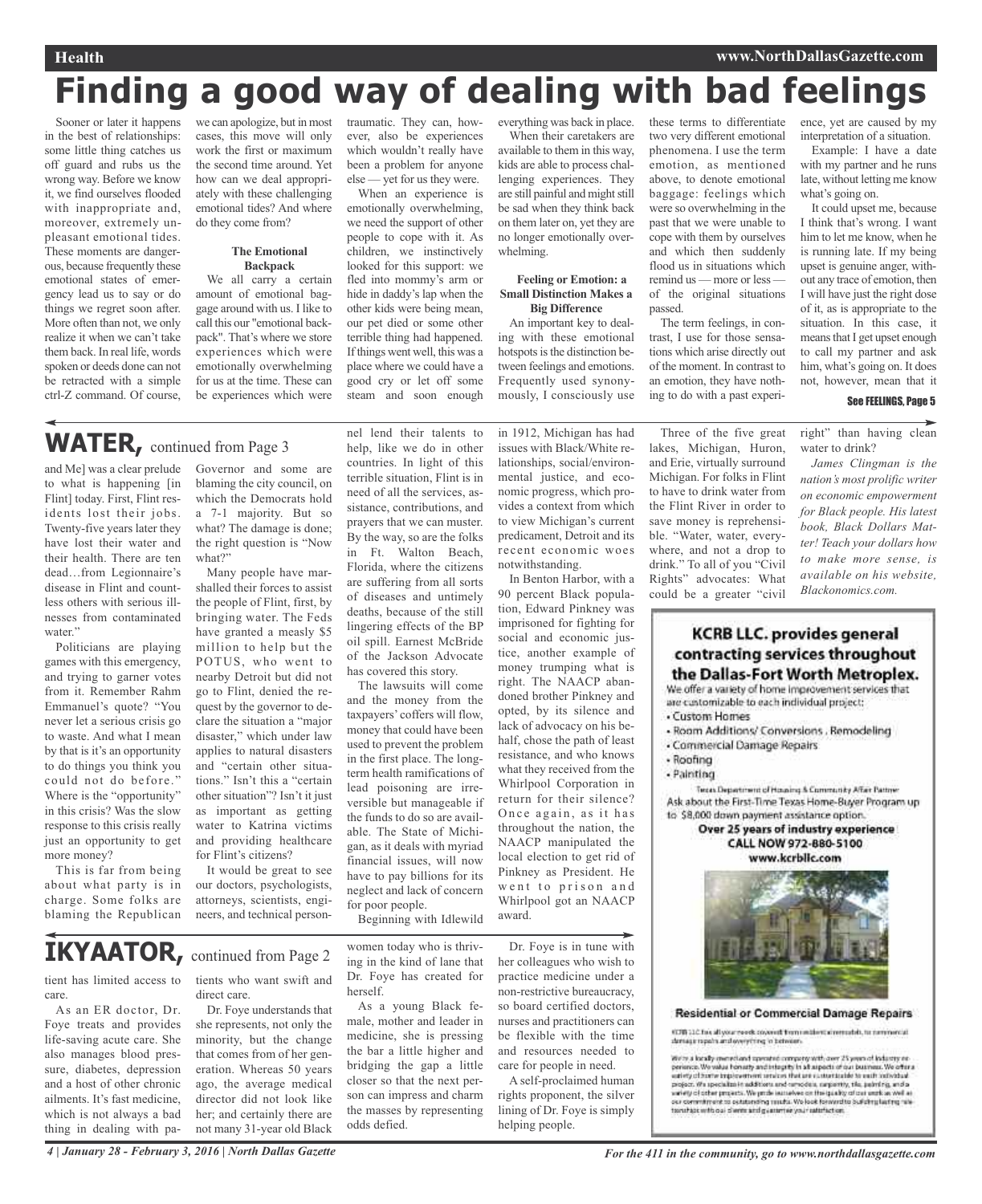# Finding a good way of dealing with bad feelings

Sooner or later it happens in the best of relationships: some little thing catches us off guard and rubs us the wrong way. Before we know it, we find ourselves flooded with inappropriate and, moreover, extremely unpleasant emotional tides. These moments are dangerous, because frequently these emotional states of emergency lead us to say or do things we regret soon after. More often than not, we only realize it when we can't take them back. In real life, words spoken or deeds done can not be retracted with a simple ctrl-Z command. Of course, we can apologize, but in most cases, this move will only work the first or maximum the second time around. Yet how can we deal appropriately with these challenging emotional tides? And where do they come from?

### The Emotional Backpack

We all carry a certain amount of emotional baggage around with us. I like to call this our "emotional backpack". That's where we store experiences which were emotionally overwhelming for us at the time. These can be experiences which were traumatic. They can, however, also be experiences which wouldn't really have been a problem for anyone else — yet for us they were.

When an experience is emotionally overwhelming, we need the support of other people to cope with it. As children, we instinctively looked for this support: we fled into mommy's arm or hide in daddy's lap when the other kids were being mean, our pet died or some other terrible thing had happened. If things went well, this was a place where we could have a good cry or let off some steam and soon enough everything was back in place.

When their caretakers are available to them in this way, kids are able to process challenging experiences. They are still painful and might still be sad when they think back on them later on, yet they are no longer emotionally overwhelming.

### Feeling or Emotion: a Small Distinction Makes a Big Difference

An important key to dealing with these emotional hotspots is the distinction between feelings and emotions. Frequently used synonymously, I consciously use these terms to differentiate two very different emotional phenomena. I use the term emotion, as mentioned above, to denote emotional baggage: feelings which were so overwhelming in the past that we were unable to cope with them by ourselves and which then suddenly flood us in situations which remind us — more or less — of the original situations passed.

The term feelings, in contrast, I use for those sensations which arise directly out of the moment. In contrast to an emotion, they have nothing to do with a past experience, yet are caused by my interpretation of a situation.

Example: I have a date with my partner and he runs late, without letting me know what's going on.

It could upset me, because I think that's wrong. I want him to let me know, when he is running late. If my being upset is genuine anger, without any trace of emotion, then I will have just the right dose of it, as is appropriate to the situation. In this case, it means that I get upset enough to call my partner and ask him, what's going on. It does not, however, mean that it

See FEELINGS, Page 5

## WATER, continued from Page 3

and Me] was a clear prelude to what is happening [in Flint] today. First, Flint residents lost their jobs. Twenty-five years later they have lost their water and their health. There are ten dead…from Legionnaire's disease in Flint and countless others with serious illnesses from contaminated water."

Politicians are playing games with this emergency, and trying to garner votes from it. Remember Rahm Emmanuel's quote? "You never let a serious crisis go to waste. And what I mean by that is it's an opportunity to do things you think you could not do before." Where is the "opportunity" in this crisis? Was the slow response to this crisis really just an opportunity to get more money?

This is far from being about what party is in charge. Some folks are blaming the Republican Governor and some are blaming the city council, on which the Democrats hold a 7-1 majority. But so what? The damage is done; the right question is "Now what?"

Many people have marshalled their forces to assist the people of Flint, first, by bringing water. The Feds have granted a measly $5 million to help but the POTUS, who went to nearby Detroit but did not go to Flint, denied the request by the governor to declare the situation a "major disaster," which under law applies to natural disasters and "certain other situations." Isn't this a "certain other situation"? Isn't it just as important as getting water to Katrina victims and providing healthcare for Flint's citizens?

It would be great to see our doctors, psychologists, attorneys, scientists, engineers, and technical personnel lend their talents to help, like we do in other countries. In light of this terrible situation, Flint is in need of all the services, assistance, contributions, and prayers that we can muster. By the way, so are the folks in Ft. Walton Beach, Florida, where the citizens are suffering from all sorts of diseases and untimely deaths, because of the still lingering effects of the BP oil spill. Earnest McBride of the Jackson Advocate has covered this story.

The lawsuits will come and the money from the taxpayers' coffers will flow, money that could have been used to prevent the problem in the first place. The long-term health ramifications of lead poisoning are irreversible but manageable if the funds to do so are available. The State of Michigan, as it deals with myriad financial issues, will now have to pay billions for its neglect and lack of concern for poor people.

Beginning with Idlewild in 1912, Michigan has had issues with Black/White relationships, social/environmental justice, and economic progress, which provides a context from which to view Michigan's current predicament, Detroit and its recent economic woes notwithstanding.

In Benton Harbor, with a 90 percent Black population, Edward Pinkney was imprisoned for fighting for social and economic justice, another example of money trumping what is right. The NAACP abandoned brother Pinkney and opted, by its silence and lack of advocacy on his behalf, chose the path of least resistance, and who knows what they received from the Whirlpool Corporation in return for their silence? Once again, as it has throughout the nation, the NAACP manipulated the local election to get rid of Pinkney as President. He went to prison and Whirlpool got an NAACP award.

Three of the five great lakes, Michigan, Huron, and Erie, virtually surround Michigan. For folks in Flint to have to drink water from the Flint River in order to save money is reprehensible. "Water, water, everywhere, and not a drop to drink." To all of you "Civil Rights" advocates: What could be a greater "civil right" than having clean water to drink?

*James Clingman is the nation's most prolific writer on economic empowerment for Black people. His latest book, Black Dollars Matter! Teach your dollars how to make more sense, is available on his website, Blackonomics.com.*

**KCRB LLC. provides general contracting services throughout the Dallas-Fort Worth Metroplex.**

We offer a variety of home improvement services that are customizable to each individual project:

- Custom Homes
- Room Additions/ Conversions , Remodeling
- Commercial Damage Repairs
- Roofing
- Painting

Texas Department of Housing & Community Affair Partner

Ask about the First-Time Texas Home-Buyer Program up to $8,000 down payment assistance option.

**Over 25 years of industry experience**
**CALL NOW 972-880-5100**
**www.kcrbllc.com**

**Residential or Commercial Damage Repairs**

KCRB LLC has all your needs covered from residential remodels, to commercial damage repairs and everything in between.

We're a locally owned and operated company with over 25 years of industry experience. We value honesty and integrity in all aspects of our business. We offer a variety of home improvement services that are customizable to each individual project. We specialize in additions and remodels, carpentry, tile, painting, and a variety of other projects. We pride ourselves on the quality of our work as well as our commitment to outstanding results. We look forward to building lasting relationships with our clients and guarantee your satisfaction.

## IKYAATOR, continued from Page 2

tient has limited access to care.

As an ER doctor, Dr. Foye treats and provides life-saving acute care. She also manages blood pressure, diabetes, depression and a host of other chronic ailments. It's fast medicine, which is not always a bad thing in dealing with patients who want swift and direct care.

Dr. Foye understands that she represents, not only the minority, but the change that comes from of her generation. Whereas 50 years ago, the average medical director did not look like her; and certainly there are not many 31-year old Black women today who is thriving in the kind of lane that Dr. Foye has created for herself.

As a young Black female, mother and leader in medicine, she is pressing the bar a little higher and bridging the gap a little closer so that the next person can impress and charm the masses by representing odds defied.

Dr. Foye is in tune with her colleagues who wish to practice medicine under a non-restrictive bureaucracy, so board certified doctors, nurses and practitioners can be flexible with the time and resources needed to care for people in need.

A self-proclaimed human rights proponent, the silver lining of Dr. Foye is simply helping people.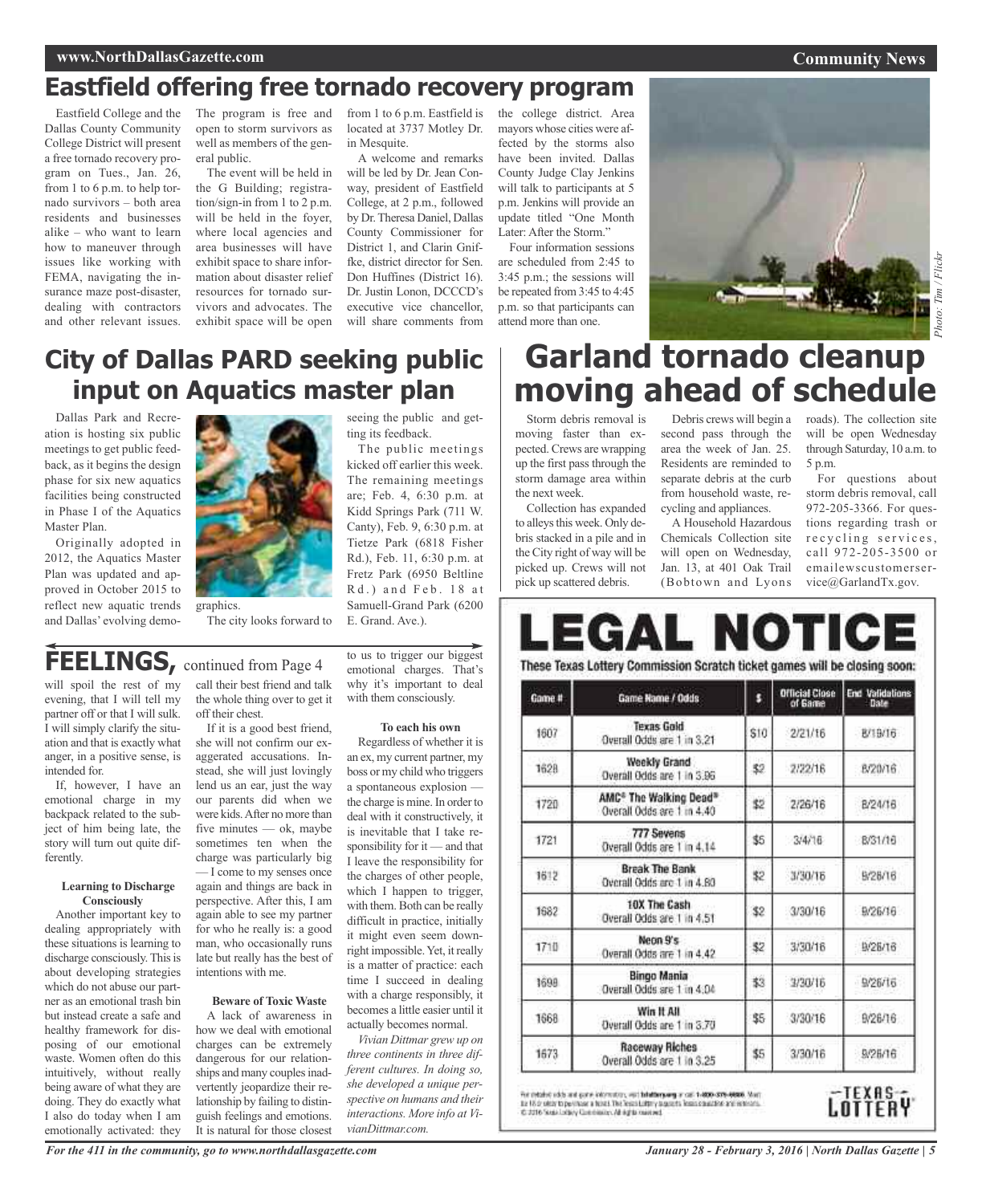# Eastfield offering free tornado recovery program

Eastfield College and the Dallas County Community College District will present a free tornado recovery program on Tues., Jan. 26, from 1 to 6 p.m. to help tornado survivors – both area residents and businesses alike – who want to learn how to maneuver through issues like working with FEMA, navigating the insurance maze post-disaster, dealing with contractors and other relevant issues.

The program is free and open to storm survivors as well as members of the general public.

The event will be held in the G Building; registration/sign-in from 1 to 2 p.m. will be held in the foyer, where local agencies and area businesses will have exhibit space to share information about disaster relief resources for tornado survivors and advocates. The exhibit space will be open from 1 to 6 p.m. Eastfield is located at 3737 Motley Dr. in Mesquite.

A welcome and remarks will be led by Dr. Jean Conway, president of Eastfield College, at 2 p.m., followed by Dr. Theresa Daniel, Dallas County Commissioner for District 1, and Clarin Gniffke, district director for Sen. Don Huffines (District 16). Dr. Justin Lonon, DCCCD's executive vice chancellor, will share comments from the college district. Area mayors whose cities were affected by the storms also have been invited. Dallas County Judge Clay Jenkins will talk to participants at 5 p.m. Jenkins will provide an update titled "One Month Later: After the Storm."

Four information sessions are scheduled from 2:45 to 3:45 p.m.; the sessions will be repeated from 3:45 to 4:45 p.m. so that participants can attend more than one.

*Photo: Tim / Flickr*

# City of Dallas PARD seeking public input on Aquatics master plan

Dallas Park and Recreation is hosting six public meetings to get public feedback, as it begins the design phase for six new aquatics facilities being constructed in Phase I of the Aquatics Master Plan.

Originally adopted in 2012, the Aquatics Master Plan was updated and approved in October 2015 to reflect new aquatic trends and Dallas' evolving demographics.

The city looks forward to seeing the public and getting its feedback.

The public meetings kicked off earlier this week. The remaining meetings are; Feb. 4, 6:30 p.m. at Kidd Springs Park (711 W. Canty), Feb. 9, 6:30 p.m. at Tietze Park (6818 Fisher Rd.), Feb. 11, 6:30 p.m. at Fretz Park (6950 Beltline Rd.) and Feb. 18 at Samuell-Grand Park (6200 E. Grand. Ave.).

# Garland tornado cleanup moving ahead of schedule

Storm debris removal is moving faster than expected. Crews are wrapping up the first pass through the storm damage area within the next week.

Collection has expanded to alleys this week. Only debris stacked in a pile and in the City right of way will be picked up. Crews will not pick up scattered debris.

Debris crews will begin a second pass through the area the week of Jan. 25. Residents are reminded to separate debris at the curb from household waste, recycling and appliances.

A Household Hazardous Chemicals Collection site will open on Wednesday, Jan. 13, at 401 Oak Trail (Bobtown and Lyons roads). The collection site will be open Wednesday through Saturday, 10 a.m. to 5 p.m.

For questions about storm debris removal, call 972-205-3366. For questions regarding trash or recycling services, call 972-205-3500 or emailewscustomerservice@GarlandTx.gov.

## FEELINGS, continued from Page 4

will spoil the rest of my evening, that I will tell my partner off or that I will sulk. I will simply clarify the situation and that is exactly what anger, in a positive sense, is intended for.

If, however, I have an emotional charge in my backpack related to the subject of him being late, the story will turn out quite differently.

**Learning to Discharge Consciously**

Another important key to dealing appropriately with these situations is learning to discharge consciously. This is about developing strategies which do not abuse our partner as an emotional trash bin but instead create a safe and healthy framework for disposing of our emotional waste. Women often do this intuitively, without really being aware of what they are doing. They do exactly what I also do today when I am emotionally activated: they call their best friend and talk the whole thing over to get it off their chest.

If it is a good best friend, she will not confirm our exaggerated accusations. Instead, she will just lovingly lend us an ear, just the way our parents did when we were kids. After no more than five minutes — ok, maybe sometimes ten when the charge was particularly big — I come to my senses once again and things are back in perspective. After this, I am again able to see my partner for who he really is: a good man, who occasionally runs late but really has the best of intentions with me.

**Beware of Toxic Waste**

A lack of awareness in how we deal with emotional charges can be extremely dangerous for our relationships and many couples inadvertently jeopardize their relationship by failing to distinguish feelings and emotions. It is natural for those closest to us to trigger our biggest emotional charges. That's why it's important to deal with them consciously.

**To each his own**

Regardless of whether it is an ex, my current partner, my boss or my child who triggers a spontaneous explosion — the charge is mine. In order to deal with it constructively, it is inevitable that I take responsibility for it — and that I leave the responsibility for the charges of other people, which I happen to trigger, with them. Both can be really difficult in practice, initially it might even seem downright impossible. Yet, it really is a matter of practice: each time I succeed in dealing with a charge responsibly, it becomes a little easier until it actually becomes normal.

*Vivian Dittmar grew up on three continents in three different cultures. In doing so, she developed a unique perspective on humans and their interactions. More info at VivianDittmar.com.*

# LEGAL NOTICE

**These Texas Lottery Commission Scratch ticket games will be closing soon:**

| Game # | Game Name / Odds | $ | Official Close of Game | End Validations Date |
|---|---|---|---|---|
| 1607 | Texas Gold<br>Overall Odds are 1 in 3.21 | $10 | 2/21/16 | 8/19/16 |
| 1628 | Weekly Grand<br>Overall Odds are 1 in 3.96 | $2 | 2/22/16 | 8/20/16 |
| 1720 | AMC® The Walking Dead®<br>Overall Odds are 1 in 4.40 | $2 | 2/26/16 | 8/24/16 |
| 1721 | 777 Sevens<br>Overall Odds are 1 in 4.14 | $5 | 3/4/16 | 8/31/16 |
| 1612 | Break The Bank<br>Overall Odds are 1 in 4.80 | $2 | 3/30/16 | 9/26/16 |
| 1682 | 10X The Cash<br>Overall Odds are 1 in 4.51 | $2 | 3/30/16 | 9/26/16 |
| 1710 | Neon 9's<br>Overall Odds are 1 in 4.42 | $2 | 3/30/16 | 9/26/16 |
| 1698 | Bingo Mania<br>Overall Odds are 1 in 4.04 | $3 | 3/30/16 | 9/26/16 |
| 1668 | Win It All<br>Overall Odds are 1 in 3.70 | $5 | 3/30/16 | 9/26/16 |
| 1673 | Raceway Riches<br>Overall Odds are 1 in 3.25 | $5 | 3/30/16 | 9/26/16 |

For detailed odds and game information, visit txlottery.org or call 1-800-375-6886. Must be 18 or older to purchase a ticket. The Texas Lottery supports responsible play. © 2016 Texas Lottery Commission. All rights reserved.

TEXAS LOTTERY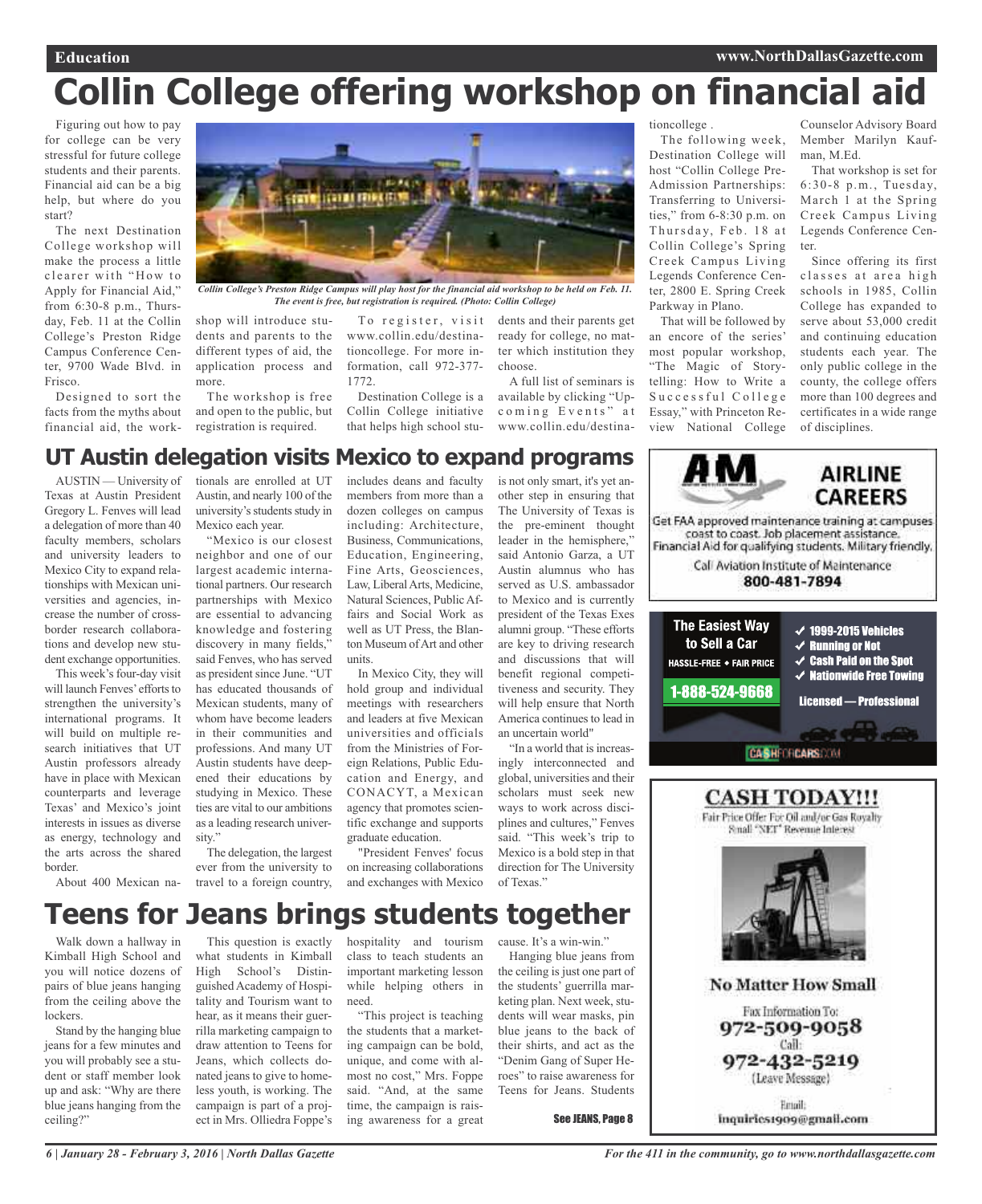# Collin College offering workshop on financial aid

Figuring out how to pay for college can be very stressful for future college students and their parents. Financial aid can be a big help, but where do you start?

The next Destination College workshop will make the process a little clearer with "How to Apply for Financial Aid," from 6:30-8 p.m., Thursday, Feb. 11 at the Collin College's Preston Ridge Campus Conference Center, 9700 Wade Blvd. in Frisco.

*Collin College's Preston Ridge Campus will play host for the financial aid workshop to be held on Feb. 11. The event is free, but registration is required. (Photo: Collin College)*

Designed to sort the facts from the myths about financial aid, the workshop will introduce students and parents to the different types of aid, the application process and more.

The workshop is free and open to the public, but registration is required.

To register, visit www.collin.edu/destinationcollege. For more information, call 972-377-1772.

Destination College is a Collin College initiative that helps high school students and their parents get ready for college, no matter which institution they choose.

A full list of seminars is available by clicking "Upcoming Events" at www.collin.edu/destinationcollege .

The following week, Destination College will host "Collin College Pre-Admission Partnerships: Transferring to Universities," from 6-8:30 p.m. on Thursday, Feb. 18 at Collin College's Spring Creek Campus Living Legends Conference Center, 2800 E. Spring Creek Parkway in Plano.

That will be followed by an encore of the series' most popular workshop, "The Magic of Storytelling: How to Write a Successful College Essay," with Princeton Review National College Counselor Advisory Board Member Marilyn Kaufman, M.Ed.

That workshop is set for 6:30-8 p.m., Tuesday, March 1 at the Spring Creek Campus Living Legends Conference Center.

Since offering its first classes at area high schools in 1985, Collin College has expanded to serve about 53,000 credit and continuing education students each year. The only public college in the county, the college offers more than 100 degrees and certificates in a wide range of disciplines.

# UT Austin delegation visits Mexico to expand programs

AUSTIN — University of Texas at Austin President Gregory L. Fenves will lead a delegation of more than 40 faculty members, scholars and university leaders to Mexico City to expand relationships with Mexican universities and agencies, increase the number of cross-border research collaborations and develop new student exchange opportunities.

This week's four-day visit will launch Fenves' efforts to strengthen the university's international programs. It will build on multiple research initiatives that UT Austin professors already have in place with Mexican counterparts and leverage Texas' and Mexico's joint interests in issues as diverse as energy, technology and the arts across the shared border.

About 400 Mexican nationals are enrolled at UT Austin, and nearly 100 of the university's students study in Mexico each year.

"Mexico is our closest neighbor and one of our largest academic international partners. Our research partnerships with Mexico are essential to advancing knowledge and fostering discovery in many fields," said Fenves, who has served as president since June. "UT has educated thousands of Mexican students, many of whom have become leaders in their communities and professions. And many UT Austin students have deepened their educations by studying in Mexico. These ties are vital to our ambitions as a leading research university."

The delegation, the largest ever from the university to travel to a foreign country, includes deans and faculty members from more than a dozen colleges on campus including: Architecture, Business, Communications, Education, Engineering, Fine Arts, Geosciences, Law, Liberal Arts, Medicine, Natural Sciences, Public Affairs and Social Work as well as UT Press, the Blanton Museum of Art and other units.

In Mexico City, they will hold group and individual meetings with researchers and leaders at five Mexican universities and officials from the Ministries of Foreign Relations, Public Education and Energy, and CONACYT, a Mexican agency that promotes scientific exchange and supports graduate education.

"President Fenves' focus on increasing collaborations and exchanges with Mexico is not only smart, it's yet another step in ensuring that The University of Texas is the pre-eminent thought leader in the hemisphere," said Antonio Garza, a UT Austin alumnus who has served as U.S. ambassador to Mexico and is currently president of the Texas Exes alumni group. "These efforts are key to driving research and discussions that will benefit regional competitiveness and security. They will help ensure that North America continues to lead in an uncertain world"

"In a world that is increasingly interconnected and global, universities and their scholars must seek new ways to work across disciplines and cultures," Fenves said. "This week's trip to Mexico is a bold step in that direction for The University of Texas."

# Teens for Jeans brings students together

Walk down a hallway in Kimball High School and you will notice dozens of pairs of blue jeans hanging from the ceiling above the lockers.

Stand by the hanging blue jeans for a few minutes and you will probably see a student or staff member look up and ask: "Why are there blue jeans hanging from the ceiling?"

This question is exactly what students in Kimball High School's Distinguished Academy of Hospitality and Tourism want to hear, as it means their guerrilla marketing campaign to draw attention to Teens for Jeans, which collects donated jeans to give to homeless youth, is working. The campaign is part of a project in Mrs. Olliedra Foppe's hospitality and tourism class to teach students an important marketing lesson while helping others in need.

"This project is teaching the students that a marketing campaign can be bold, unique, and come with almost no cost," Mrs. Foppe said. "And, at the same time, the campaign is raising awareness for a great cause. It's a win-win."

Hanging blue jeans from the ceiling is just one part of the students' guerrilla marketing plan. Next week, students will wear masks, pin blue jeans to the back of their shirts, and act as the "Denim Gang of Super Heroes" to raise awareness for Teens for Jeans. Students

See JEANS, Page 8

---

**AIRLINE CAREERS**

Get FAA approved maintenance training at campuses coast to coast. Job placement assistance. Financial Aid for qualifying students. Military friendly.

Call Aviation Institute of Maintenance
800-481-7894

---

**The Easiest Way to Sell a Car**

HASSLE-FREE • FAIR PRICE

1-888-524-9668

- ✓ 1999-2015 Vehicles
- ✓ Running or Not
- ✓ Cash Paid on the Spot
- ✓ Nationwide Free Towing

Licensed — Professional

CASHFORCARS.COM

---

**CASH TODAY!!!**

Fair Price Offer For Oil and/or Gas Royalty
Small "NET" Revenue Interest

**No Matter How Small**

Fax Information To:
972-509-9058

Call:
972-432-5219
(Leave Message)

Email:
inquiries1909@gmail.com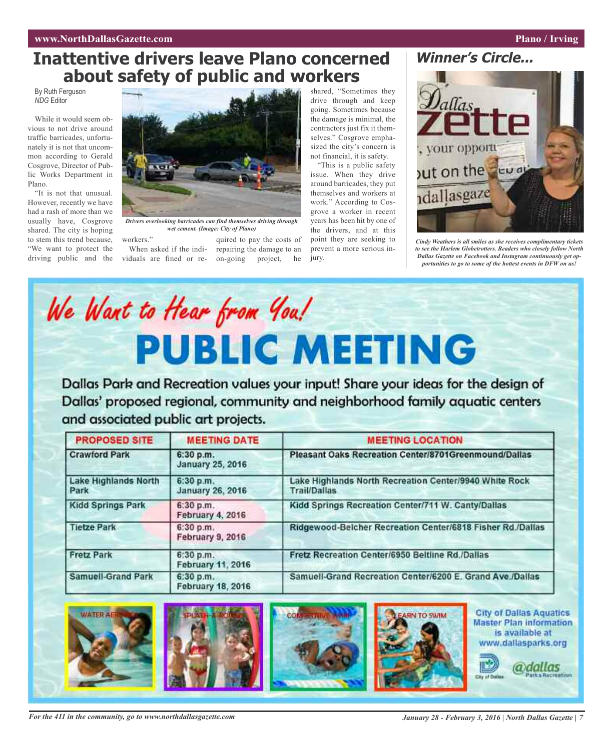# Inattentive drivers leave Plano concerned about safety of public and workers

By Ruth Ferguson
*NDG* Editor

While it would seem obvious to not drive around traffic barricades, unfortunately it is not that uncommon according to Gerald Cosgrove, Director of Public Works Department in Plano.

"It is not that unusual. However, recently we have had a rash of more than we usually have, Cosgrove shared. The city is hoping to stem this trend because, "We want to protect the driving public and the workers."

*Drivers overlooking barricades can find themselves driving through wet cement. (Image: City of Plano)*

When asked if the individuals are fined or required to pay the costs of repairing the damage to an on-going project, he shared, "Sometimes they drive through and keep going. Sometimes because the damage is minimal, the contractors just fix it themselves." Cosgrove emphasized the city's concern is not financial, it is safety.

"This is a public safety issue. When they drive around barricades, they put themselves and workers at work." According to Cosgrove a worker in recent years has been hit by one of the drivers, and at this point they are seeking to prevent a more serious injury.

## Winner's Circle...

*Cindy Weathers is all smiles as she receives complimentary tickets to see the Harlem Globetrotters. Readers who closely follow North Dallas Gazette on Facebook and Instagram continuously get opportunities to go to some of the hottest events in DFW on us!*

---

*We Want to Hear from You!*

# PUBLIC MEETING

Dallas Park and Recreation values your input! Share your ideas for the design of Dallas' proposed regional, community and neighborhood family aquatic centers and associated public art projects.

| PROPOSED SITE | MEETING DATE | MEETING LOCATION |
|---|---|---|
| Crawford Park | 6:30 p.m. January 25, 2016 | Pleasant Oaks Recreation Center/8701Greenmound/Dallas |
| Lake Highlands North Park | 6:30 p.m. January 26, 2016 | Lake Highlands North Recreation Center/9940 White Rock Trail/Dallas |
| Kidd Springs Park | 6:30 p.m. February 4, 2016 | Kidd Springs Recreation Center/711 W. Canty/Dallas |
| Tietze Park | 6:30 p.m. February 9, 2016 | Ridgewood-Belcher Recreation Center/6818 Fisher Rd./Dallas |
| Fretz Park | 6:30 p.m. February 11, 2016 | Fretz Recreation Center/6950 Beltline Rd./Dallas |
| Samuell-Grand Park | 6:30 p.m. February 18, 2016 | Samuell-Grand Recreation Center/6200 E. Grand Ave./Dallas |

WATER AEROBICS | SPLASH-A-ROUND | COMPETITIVE SWIM | LEARN TO SWIM

City of Dallas Aquatics Master Plan information is available at www.dallasparks.org

City of Dallas | @dallas Park & Recreation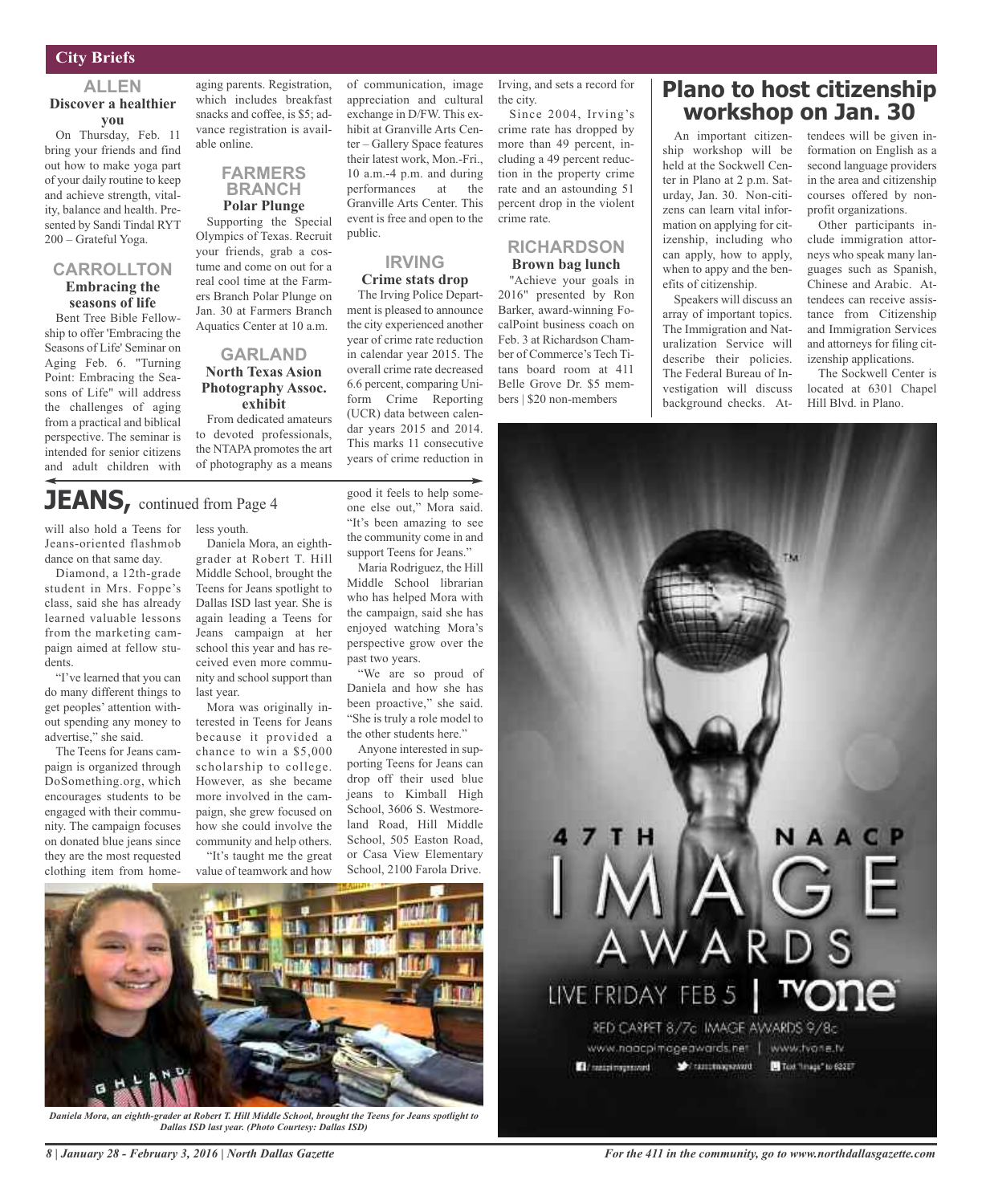## City Briefs

### ALLEN

**Discover a healthier you**

On Thursday, Feb. 11 bring your friends and find out how to make yoga part of your daily routine to keep and achieve strength, vitality, balance and health. Presented by Sandi Tindal RYT 200 – Grateful Yoga.

### CARROLLTON

**Embracing the seasons of life**

Bent Tree Bible Fellowship to offer 'Embracing the Seasons of Life' Seminar on Aging Feb. 6. "Turning Point: Embracing the Seasons of Life" will address the challenges of aging from a practical and biblical perspective. The seminar is intended for senior citizens and adult children with aging parents. Registration, which includes breakfast snacks and coffee, is $5; advance registration is available online.

### FARMERS BRANCH

**Polar Plunge**

Supporting the Special Olympics of Texas. Recruit your friends, grab a costume and come on out for a real cool time at the Farmers Branch Polar Plunge on Jan. 30 at Farmers Branch Aquatics Center at 10 a.m.

### GARLAND

**North Texas Asion Photography Assoc. exhibit**

From dedicated amateurs to devoted professionals, the NTAPA promotes the art of photography as a means of communication, image appreciation and cultural exchange in D/FW. This exhibit at Granville Arts Center – Gallery Space features their latest work, Mon.-Fri., 10 a.m.-4 p.m. and during performances at the Granville Arts Center. This event is free and open to the public.

### IRVING

**Crime stats drop**

The Irving Police Department is pleased to announce the city experienced another year of crime rate reduction in calendar year 2015. The overall crime rate decreased 6.6 percent, comparing Uniform Crime Reporting (UCR) data between calendar years 2015 and 2014. This marks 11 consecutive years of crime reduction in Irving, and sets a record for the city.

Since 2004, Irving's crime rate has dropped by more than 49 percent, including a 49 percent reduction in the property crime rate and an astounding 51 percent drop in the violent crime rate.

### RICHARDSON

**Brown bag lunch**

"Achieve your goals in 2016" presented by Ron Barker, award-winning FocalPoint business coach on Feb. 3 at Richardson Chamber of Commerce's Tech Titans board room at 411 Belle Grove Dr. $5 members | $20 non-members

## Plano to host citizenship workshop on Jan. 30

An important citizenship workshop will be held at the Sockwell Center in Plano at 2 p.m. Saturday, Jan. 30. Non-citizens can learn vital information on applying for citizenship, including who can apply, how to apply, when to appy and the benefits of citizenship.

Speakers will discuss an array of important topics. The Immigration and Naturalization Service will describe their policies. The Federal Bureau of Investigation will discuss background checks. Attendees will be given information on English as a second language providers in the area and citizenship courses offered by nonprofit organizations.

Other participants include immigration attorneys who speak many languages such as Spanish, Chinese and Arabic. Attendees can receive assistance from Citizenship and Immigration Services and attorneys for filing citizenship applications.

The Sockwell Center is located at 6301 Chapel Hill Blvd. in Plano.

## JEANS, continued from Page 4

will also hold a Teens for Jeans-oriented flashmob dance on that same day.

Diamond, a 12th-grade student in Mrs. Foppe's class, said she has already learned valuable lessons from the marketing campaign aimed at fellow students.

"I've learned that you can do many different things to get peoples' attention without spending any money to advertise," she said.

The Teens for Jeans campaign is organized through DoSomething.org, which encourages students to be engaged with their community. The campaign focuses on donated blue jeans since they are the most requested clothing item from homeless youth.

Daniela Mora, an eighth-grader at Robert T. Hill Middle School, brought the Teens for Jeans spotlight to Dallas ISD last year. She is again leading a Teens for Jeans campaign at her school this year and has received even more community and school support than last year.

Mora was originally interested in Teens for Jeans because it provided a chance to win a $5,000 scholarship to college. However, as she became more involved in the campaign, she grew focused on how she could involve the community and help others.

"It's taught me the great value of teamwork and how good it feels to help someone else out," Mora said. "It's been amazing to see the community come in and support Teens for Jeans."

Maria Rodriguez, the Hill Middle School librarian who has helped Mora with the campaign, said she has enjoyed watching Mora's perspective grow over the past two years.

"We are so proud of Daniela and how she has been proactive," she said. "She is truly a role model to the other students here."

Anyone interested in supporting Teens for Jeans can drop off their used blue jeans to Kimball High School, 3606 S. Westmoreland Road, Hill Middle School, 505 Easton Road, or Casa View Elementary School, 2100 Farola Drive.

*Daniela Mora, an eighth-grader at Robert T. Hill Middle School, brought the Teens for Jeans spotlight to Dallas ISD last year. (Photo Courtesy: Dallas ISD)*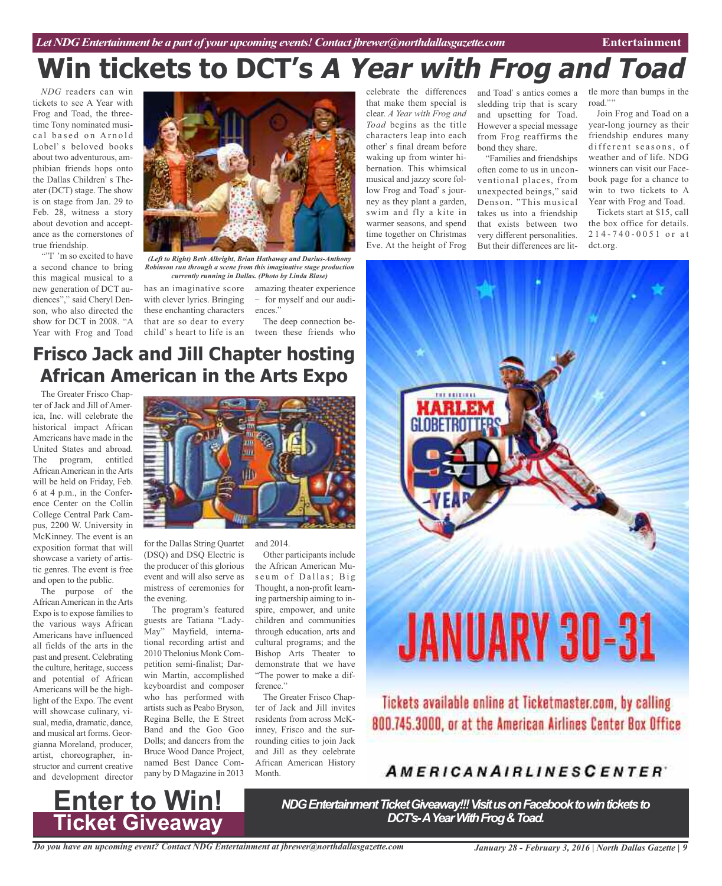# Win tickets to DCT's *A Year with Frog and Toad*

*NDG* readers can win tickets to see A Year with Frog and Toad, the three-time Tony nominated musical based on Arnold Lobel' s beloved books about two adventurous, amphibian friends hops onto the Dallas Children' s Theater (DCT) stage. The show is on stage from Jan. 29 to Feb. 28, witness a story about devotion and acceptance as the cornerstones of true friendship.

*(Left to Right) Beth Albright, Brian Hathaway and Darius-Anthony Robinson run through a scene from this imaginative stage production currently running in Dallas. (Photo by Linda Blase)*

""I 'm so excited to have a second chance to bring this magical musical to a new generation of DCT audiences"," said Cheryl Denson, who also directed the show for DCT in 2008. "A Year with Frog and Toad has an imaginative score with clever lyrics. Bringing these enchanting characters that are so dear to every child' s heart to life is an amazing theater experience – for myself and our audiences."

The deep connection between these friends who celebrate the differences that make them special is clear. *A Year with Frog and Toad* begins as the title characters leap into each other' s final dream before waking up from winter hibernation. This whimsical musical and jazzy score follow Frog and Toad' s journey as they plant a garden, swim and fly a kite in warmer seasons, and spend time together on Christmas Eve. At the height of Frog and Toad' s antics comes a sledding trip that is scary and upsetting for Toad. However a special message from Frog reaffirms the bond they share.

"Families and friendships often come to us in unconventional places, from unexpected beings," said Denson. "This musical takes us into a friendship that exists between two very different personalities. But their differences are little more than bumps in the road.""

Join Frog and Toad on a year-long journey as their friendship endures many different seasons, of weather and of life. NDG winners can visit our Facebook page for a chance to win to two tickets to A Year with Frog and Toad.

Tickets start at $15, call the box office for details. 214-740-0051 or at dct.org.

## Frisco Jack and Jill Chapter hosting African American in the Arts Expo

The Greater Frisco Chapter of Jack and Jill of America, Inc. will celebrate the historical impact African Americans have made in the United States and abroad. The program, entitled African American in the Arts will be held on Friday, Feb. 6 at 4 p.m., in the Conference Center on the Collin College Central Park Campus, 2200 W. University in McKinney. The event is an exposition format that will showcase a variety of artistic genres. The event is free and open to the public.

The purpose of the African American in the Arts Expo is to expose families to the various ways African Americans have influenced all fields of the arts in the past and present. Celebrating the culture, heritage, success and potential of African Americans will be the highlight of the Expo. The event will showcase culinary, visual, media, dramatic, dance, and musical art forms. Georgianna Moreland, producer, artist, choreographer, instructor and current creative and development director for the Dallas String Quartet (DSQ) and DSQ Electric is the producer of this glorious event and will also serve as mistress of ceremonies for the evening.

The program's featured guests are Tatiana "LadyMay" Mayfield, international recording artist and 2010 Thelonius Monk Competition semi-finalist; Darwin Martin, accomplished keyboardist and composer who has performed with artists such as Peabo Bryson, Regina Belle, the E Street Band and the Goo Goo Dolls; and dancers from the Bruce Wood Dance Project, named Best Dance Company by D Magazine in 2013 and 2014.

Other participants include the African American Museum of Dallas; Big Thought, a non-profit learning partnership aiming to inspire, empower, and unite children and communities through education, arts and cultural programs; and the Bishop Arts Theater to demonstrate that we have "The power to make a difference."

The Greater Frisco Chapter of Jack and Jill invites residents from across McKinney, Frisco and the surrounding cities to join Jack and Jill as they celebrate African American History Month.

THE ORIGINAL HARLEM GLOBETROTTERS 90 YEARS

JANUARY 30-31

Tickets available online at Ticketmaster.com, by calling 800.745.3000, or at the American Airlines Center Box Office

AMERICANAIRLINESCENTER

**Enter to Win!**
**Ticket Giveaway**

***NDG Entertainment Ticket Giveaway!!! Visit us on Facebook to win tickets to DCT's- A Year With Frog & Toad.***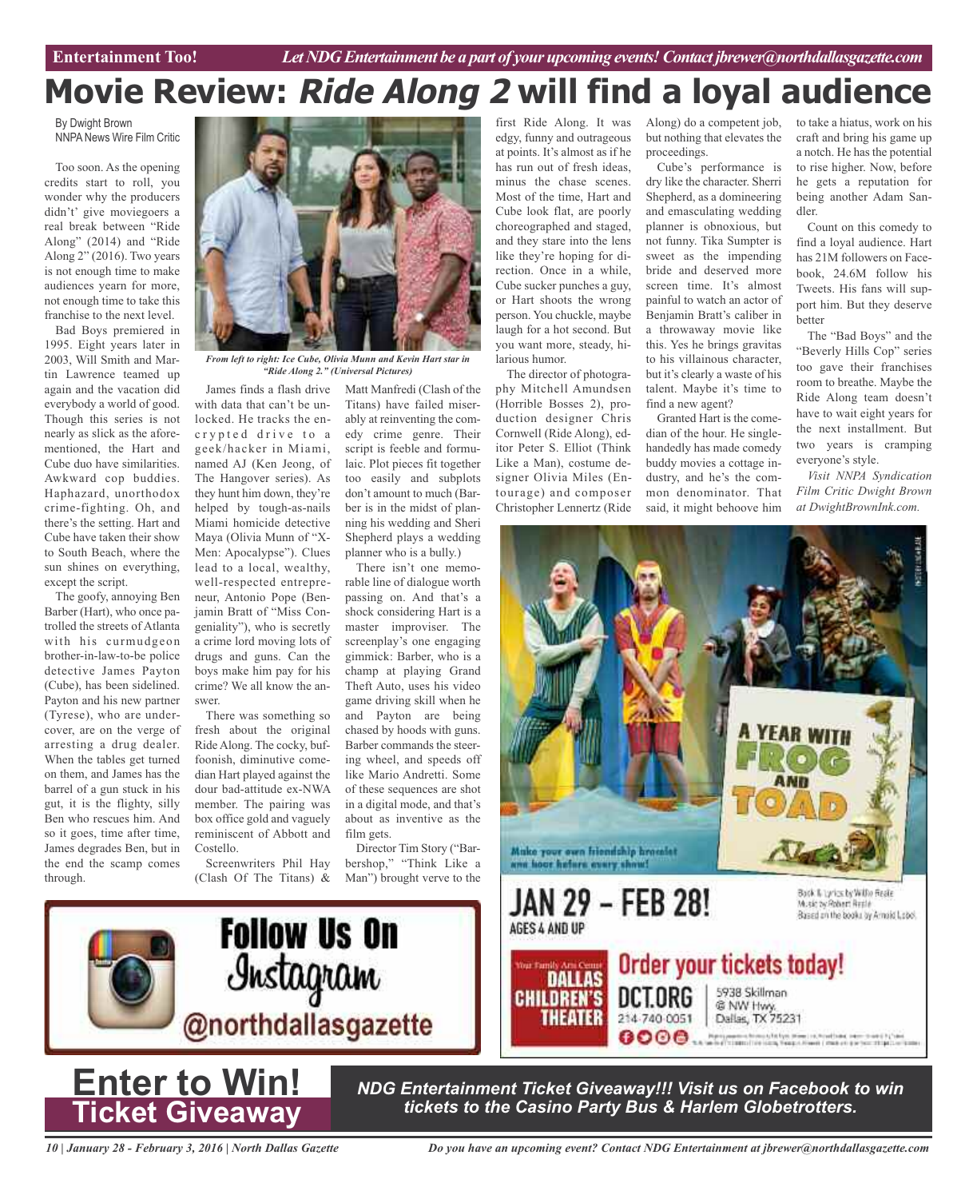# Movie Review: *Ride Along 2* will find a loyal audience

By Dwight Brown
NNPA News Wire Film Critic

Too soon. As the opening credits start to roll, you wonder why the producers didn't' give moviegoers a real break between "Ride Along" (2014) and "Ride Along 2" (2016). Two years is not enough time to make audiences yearn for more, not enough time to take this franchise to the next level.

Bad Boys premiered in 1995. Eight years later in 2003, Will Smith and Martin Lawrence teamed up again and the vacation did everybody a world of good. Though this series is not nearly as slick as the aforementioned, the Hart and Cube duo have similarities. Awkward cop buddies. Haphazard, unorthodox crime-fighting. Oh, and there's the setting. Hart and Cube have taken their show to South Beach, where the sun shines on everything, except the script.

The goofy, annoying Ben Barber (Hart), who once patrolled the streets of Atlanta with his curmudgeon brother-in-law-to-be police detective James Payton (Cube), has been sidelined. Payton and his new partner (Tyrese), who are undercover, are on the verge of arresting a drug dealer. When the tables get turned on them, and James has the barrel of a gun stuck in his gut, it is the flighty, silly Ben who rescues him. And so it goes, time after time, James degrades Ben, but in the end the scamp comes through.

*From left to right: Ice Cube, Olivia Munn and Kevin Hart star in "Ride Along 2." (Universal Pictures)*

James finds a flash drive with data that can't be unlocked. He tracks the encrypted drive to a geek/hacker in Miami, named AJ (Ken Jeong, of The Hangover series). As they hunt him down, they're helped by tough-as-nails Miami homicide detective Maya (Olivia Munn of "X-Men: Apocalypse"). Clues lead to a local, wealthy, well-respected entrepreneur, Antonio Pope (Benjamin Bratt of "Miss Congeniality"), who is secretly a crime lord moving lots of drugs and guns. Can the boys make him pay for his crime? We all know the answer.

There was something so fresh about the original Ride Along. The cocky, buffoonish, diminutive comedian Hart played against the dour bad-attitude ex-NWA member. The pairing was box office gold and vaguely reminiscent of Abbott and Costello.

Screenwriters Phil Hay (Clash Of The Titans) & Matt Manfredi (Clash of the Titans) have failed miserably at reinventing the comedy crime genre. Their script is feeble and formulaic. Plot pieces fit together too easily and subplots don't amount to much (Barber is in the midst of planning his wedding and Sheri Shepherd plays a wedding planner who is a bully.)

There isn't one memorable line of dialogue worth passing on. And that's a shock considering Hart is a master improviser. The screenplay's one engaging gimmick: Barber, who is a champ at playing Grand Theft Auto, uses his video game driving skill when he and Payton are being chased by hoods with guns. Barber commands the steering wheel, and speeds off like Mario Andretti. Some of these sequences are shot in a digital mode, and that's about as inventive as the film gets.

Director Tim Story ("Barbershop," "Think Like a Man") brought verve to the first Ride Along. It was edgy, funny and outrageous at points. It's almost as if he has run out of fresh ideas, minus the chase scenes. Most of the time, Hart and Cube look flat, are poorly choreographed and staged, and they stare into the lens like they're hoping for direction. Once in a while, Cube sucker punches a guy, or Hart shoots the wrong person. You chuckle, maybe laugh for a hot second. But you want more, steady, hilarious humor.

The director of photography Mitchell Amundsen (Horrible Bosses 2), production designer Chris Cornwell (Ride Along), editor Peter S. Elliot (Think Like a Man), costume designer Olivia Miles (Entourage) and composer Christopher Lennertz (Ride Along) do a competent job, but nothing that elevates the proceedings.

Cube's performance is dry like the character. Sherri Shepherd, as a domineering and emasculating wedding planner is obnoxious, but not funny. Tika Sumpter is sweet as the impending bride and deserved more screen time. It's almost painful to watch an actor of Benjamin Bratt's caliber in a throwaway movie like this. Yes he brings gravitas to his villainous character, but it's clearly a waste of his talent. Maybe it's time to find a new agent?

Granted Hart is the comedian of the hour. He single-handedly has made comedy buddy movies a cottage industry, and he's the common denominator. That said, it might behoove him to take a hiatus, work on his craft and bring his game up a notch. He has the potential to rise higher. Now, before he gets a reputation for being another Adam Sandler.

Count on this comedy to find a loyal audience. Hart has 21M followers on Facebook, 24.6M follow his Tweets. His fans will support him. But they deserve better

The "Bad Boys" and the "Beverly Hills Cop" series too gave their franchises room to breathe. Maybe the Ride Along team doesn't have to wait eight years for the next installment. But two years is cramping everyone's style.

*Visit NNPA Syndication Film Critic Dwight Brown at DwightBrownInk.com.*

---

**Follow Us On Instagram**
@northdallasgazette

---

**A YEAR WITH FROG AND TOAD**

Make your own friendship bracelet one hour before every show!

**JAN 29 – FEB 28!**
AGES 4 AND UP

Book & Lyrics by Willie Reale
Music by Robert Reale
Based on the books by Arnold Lobel

Your Family Arts Center
DALLAS CHILDREN'S THEATER

**Order your tickets today!**
DCT.ORG
214-740-0051
5938 Skillman @ NW Hwy. Dallas, TX 75231

---

## Enter to Win! Ticket Giveaway

***NDG Entertainment Ticket Giveaway!!! Visit us on Facebook to win tickets to the Casino Party Bus & Harlem Globetrotters.***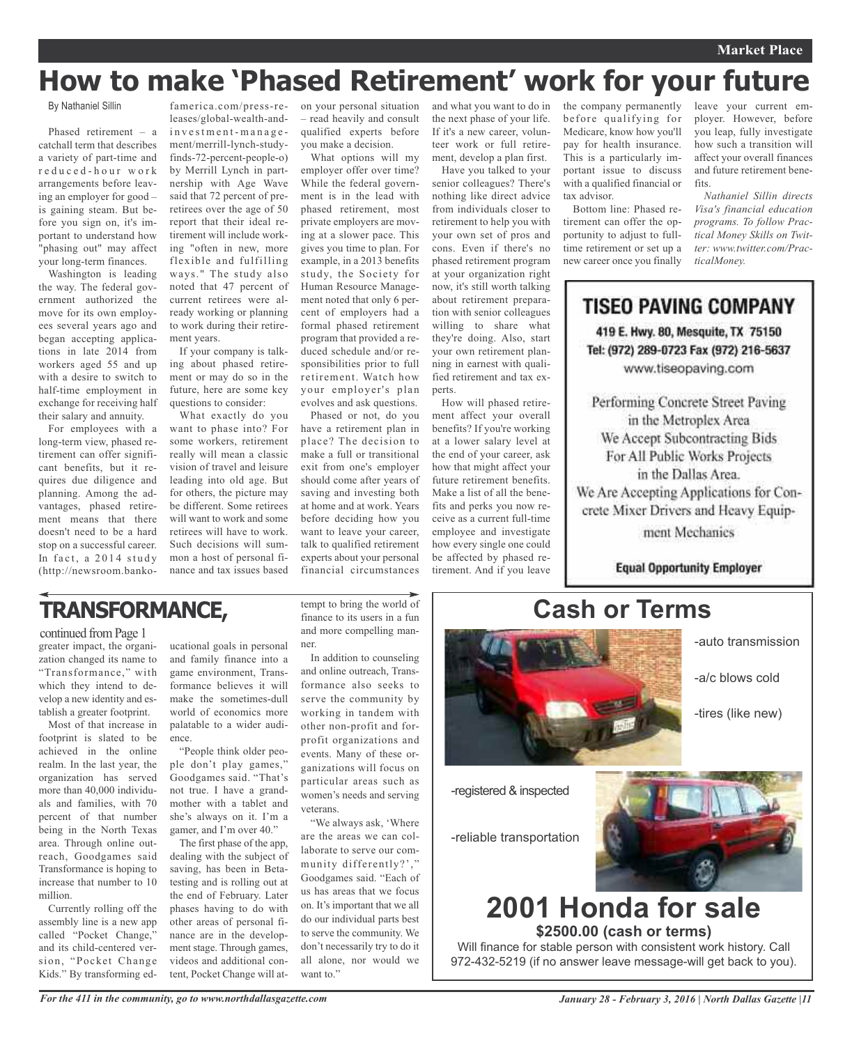# How to make 'Phased Retirement' work for your future

By Nathaniel Sillin

Phased retirement – a catchall term that describes a variety of part-time and reduced-hour work arrangements before leaving an employer for good – is gaining steam. But before you sign on, it's important to understand how "phasing out" may affect your long-term finances.

Washington is leading the way. The federal government authorized the move for its own employees several years ago and began accepting applications in late 2014 from workers aged 55 and up with a desire to switch to half-time employment in exchange for receiving half their salary and annuity.

For employees with a long-term view, phased retirement can offer significant benefits, but it requires due diligence and planning. Among the advantages, phased retirement means that there doesn't need to be a hard stop on a successful career. In fact, a 2014 study (http://newsroom.bankofamerica.com/press-releases/global-wealth-and-investment-management/merrill-lynch-study-finds-72-percent-people-o) by Merrill Lynch in partnership with Age Wave said that 72 percent of preretirees over the age of 50 report that their ideal retirement will include working "often in new, more flexible and fulfilling ways." The study also noted that 47 percent of current retirees were already working or planning to work during their retirement years.

If your company is talking about phased retirement or may do so in the future, here are some key questions to consider:

What exactly do you want to phase into? For some workers, retirement really will mean a classic vision of travel and leisure leading into old age. But for others, the picture may be different. Some retirees will want to work and some retirees will have to work. Such decisions will summon a host of personal finance and tax issues based on your personal situation – read heavily and consult qualified experts before you make a decision.

What options will my employer offer over time? While the federal government is in the lead with phased retirement, most private employers are moving at a slower pace. This gives you time to plan. For example, in a 2013 benefits study, the Society for Human Resource Management noted that only 6 percent of employers had a formal phased retirement program that provided a reduced schedule and/or responsibilities prior to full retirement. Watch how your employer's plan evolves and ask questions.

Phased or not, do you have a retirement plan in place? The decision to make a full or transitional exit from one's employer should come after years of saving and investing both at home and at work. Years before deciding how you want to leave your career, talk to qualified retirement experts about your personal financial circumstances and what you want to do in the next phase of your life. If it's a new career, volunteer work or full retirement, develop a plan first.

Have you talked to your senior colleagues? There's nothing like direct advice from individuals closer to retirement to help you with your own set of pros and cons. Even if there's no phased retirement program at your organization right now, it's still worth talking about retirement preparation with senior colleagues willing to share what they're doing. Also, start your own retirement planning in earnest with qualified retirement and tax experts.

How will phased retirement affect your overall benefits? If you're working at a lower salary level at the end of your career, ask how that might affect your future retirement benefits. Make a list of all the benefits and perks you now receive as a current full-time employee and investigate how every single one could be affected by phased retirement. And if you leave the company permanently before qualifying for Medicare, know how you'll pay for health insurance. This is a particularly important issue to discuss with a qualified financial or tax advisor.

Bottom line: Phased retirement can offer the opportunity to adjust to full-time retirement or set up a new career once you finally leave your current employer. However, before you leap, fully investigate how such a transition will affect your overall finances and future retirement benefits.

*Nathaniel Sillin directs Visa's financial education programs. To follow Practical Money Skills on Twitter: www.twitter.com/PracticalMoney.*

---

**TISEO PAVING COMPANY**

419 E. Hwy. 80, Mesquite, TX 75150
Tel: (972) 289-0723 Fax (972) 216-5637
www.tiseopaving.com

Performing Concrete Street Paving in the Metroplex Area
We Accept Subcontracting Bids For All Public Works Projects in the Dallas Area.
We Are Accepting Applications for Concrete Mixer Drivers and Heavy Equipment Mechanics

**Equal Opportunity Employer**

---

## TRANSFORMANCE,

continued from Page 1

greater impact, the organization changed its name to "Transformance," with which they intend to develop a new identity and establish a greater footprint.

Most of that increase in footprint is slated to be achieved in the online realm. In the last year, the organization has served more than 40,000 individuals and families, with 70 percent of that number being in the North Texas area. Through online outreach, Goodgames said Transformance is hoping to increase that number to 10 million.

Currently rolling off the assembly line is a new app called "Pocket Change," and its child-centered version, "Pocket Change Kids." By transforming educational goals in personal and family finance into a game environment, Transformance believes it will make the sometimes-dull world of economics more palatable to a wider audience.

"People think older people don't play games," Goodgames said. "That's not true. I have a grandmother with a tablet and she's always on it. I'm a gamer, and I'm over 40."

The first phase of the app, dealing with the subject of saving, has been in Beta-testing and is rolling out at the end of February. Later phases having to do with other areas of personal finance are in the development stage. Through games, videos and additional content, Pocket Change will attempt to bring the world of finance to its users in a fun and more compelling manner.

In addition to counseling and online outreach, Transformance also seeks to serve the community by working in tandem with other non-profit and for-profit organizations and events. Many of these organizations will focus on particular areas such as women's needs and serving veterans.

"We always ask, 'Where are the areas we can collaborate to serve our community differently?'," Goodgames said. "Each of us has areas that we focus on. It's important that we all do our individual parts best to serve the community. We don't necessarily try to do it all alone, nor would we want to."

---

## Cash or Terms

- -auto transmission
- -a/c blows cold
- -tires (like new)
- -registered & inspected
- -reliable transportation

## 2001 Honda for sale

**$2500.00 (cash or terms)**

Will finance for stable person with consistent work history. Call 972-432-5219 (if no answer leave message-will get back to you).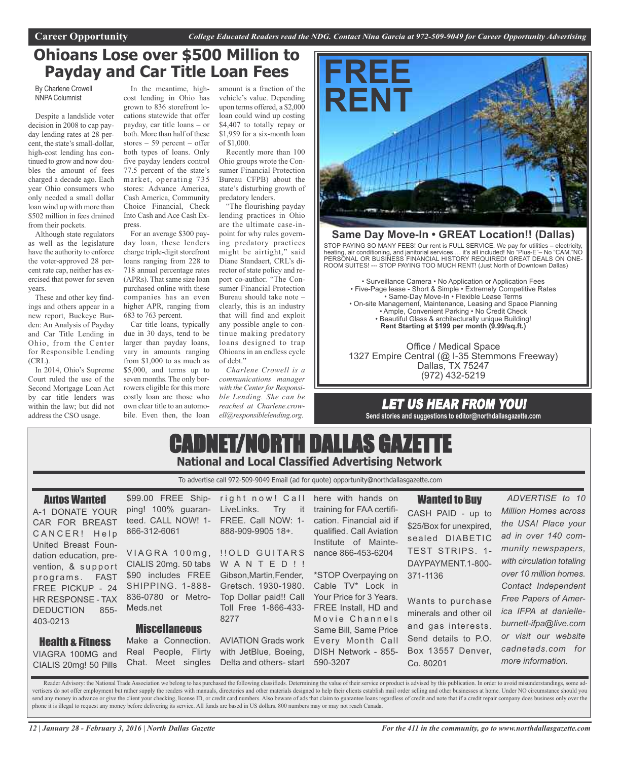Career Opportunity — *College Educated Readers read the NDG. Contact Nina Garcia at 972-509-9049 for Career Opportunity Advertising*

# Ohioans Lose over $500 Million to Payday and Car Title Loan Fees

By Charlene Crowell
NNPA Columnist

Despite a landslide voter decision in 2008 to cap payday lending rates at 28 percent, the state's small-dollar, high-cost lending has continued to grow and now doubles the amount of fees charged a decade ago. Each year Ohio consumers who only needed a small dollar loan wind up with more than $502 million in fees drained from their pockets.

Although state regulators as well as the legislature have the authority to enforce the voter-approved 28 percent rate cap, neither has exercised that power for seven years.

These and other key findings and others appear in a new report, Buckeye Burden: An Analysis of Payday and Car Title Lending in Ohio, from the Center for Responsible Lending (CRL).

In 2014, Ohio's Supreme Court ruled the use of the Second Mortgage Loan Act by car title lenders was within the law; but did not address the CSO usage.

In the meantime, high-cost lending in Ohio has grown to 836 storefront locations statewide that offer payday, car title loans – or both. More than half of these stores – 59 percent – offer both types of loans. Only five payday lenders control 77.5 percent of the state's market, operating 735 stores: Advance America, Cash America, Community Choice Financial, Check Into Cash and Ace Cash Express.

For an average $300 payday loan, these lenders charge triple-digit storefront loans ranging from 228 to 718 annual percentage rates (APRs). That same size loan purchased online with these companies has an even higher APR, ranging from 683 to 763 percent.

Car title loans, typically due in 30 days, tend to be larger than payday loans, vary in amounts ranging from $1,000 to as much as $5,000, and terms up to seven months. The only borrowers eligible for this more costly loan are those who own clear title to an automobile. Even then, the loan amount is a fraction of the vehicle's value. Depending upon terms offered, a $2,000 loan could wind up costing $4,407 to totally repay or $1,959 for a six-month loan of $1,000.

Recently more than 100 Ohio groups wrote the Consumer Financial Protection Bureau CFPB) about the state's disturbing growth of predatory lenders.

"The flourishing payday lending practices in Ohio are the ultimate case-in-point for why rules governing predatory practices might be airtight," said Diane Standaert, CRL's director of state policy and report co-author. "The Consumer Financial Protection Bureau should take note – clearly, this is an industry that will find and exploit any possible angle to continue making predatory loans designed to trap Ohioans in an endless cycle of debt."

*Charlene Crowell is a communications manager with the Center for Responsible Lending. She can be reached at Charlene.crowell@responsiblelending.org.*

---

# FREE RENT

**Same Day Move-In • GREAT Location!! (Dallas)**

STOP PAYING SO MANY FEES! Our rent is FULL SERVICE. We pay for utilities – electricity, heating, air conditioning, and janitorial services … it's all included! No "Plus-E"– No "CAM."NO PERSONAL OR BUSINESS FINANCIAL HISTORY REQUIRED! GREAT DEALS ON ONE-ROOM SUITES! --- STOP PAYING TOO MUCH RENT! (Just North of Downtown Dallas)

- Surveillance Camera • No Application or Application Fees
- Five-Page lease - Short & Simple • Extremely Competitive Rates
- Same-Day Move-In • Flexible Lease Terms
- On-site Management, Maintenance, Leasing and Space Planning
- Ample, Convenient Parking • No Credit Check
- Beautiful Glass & architecturally unique Building!

**Rent Starting at $199 per month (9.99/sq.ft.)**

Office / Medical Space
1327 Empire Central (@ I-35 Stemmons Freeway)
Dallas, TX 75247
(972) 432-5219

---

## LET US HEAR FROM YOU!

**Send stories and suggestions to editor@northdallasgazette.com**

---

# CADNET/NORTH DALLAS GAZETTE

**National and Local Classified Advertising Network**

To advertise call 972-509-9049 Email (ad for quote) opportunity@northdallasgazette.com

### Autos Wanted

A-1 DONATE YOUR CAR FOR BREAST CANCER! Help United Breast Foundation education, prevention, & support programs. FAST FREE PICKUP - 24 HR RESPONSE - TAX DEDUCTION 855-403-0213

### Health & Fitness

VIAGRA 100MG and CIALIS 20mg! 50 Pills $99.00 FREE Shipping! 100% guaranteed. CALL NOW! 1-866-312-6061

VIAGRA 100mg, CIALIS 20mg. 50 tabs $90 includes FREE SHIPPING. 1-888-836-0780 or Metro-Meds.net

### Miscellaneous

Make a Connection. Real People, Flirty Chat. Meet singles right now! Call LiveLinks. Try it FREE. Call NOW: 1-888-909-9905 18+.

!!OLD GUITARS WANTED!! Gibson,Martin,Fender, Gretsch. 1930-1980. Top Dollar paid!! Call Toll Free 1-866-433-8277

AVIATION Grads work with JetBlue, Boeing, Delta and others- start here with hands on training for FAA certification. Financial aid if qualified. Call Aviation Institute of Maintenance 866-453-6204

*STOP Overpaying on Cable TV* Lock in Your Price for 3 Years. FREE Install, HD and Movie Channels Same Bill, Same Price Every Month Call DISH Network - 855-590-3207

### Wanted to Buy

CASH PAID - up to $25/Box for unexpired, sealed DIABETIC TEST STRIPS. 1-DAYPAYMENT.1-800-371-1136

Wants to purchase minerals and other oil and gas interests. Send details to P.O. Box 13557 Denver, Co. 80201

*ADVERTISE to 10 Million Homes across the USA! Place your ad in over 140 community newspapers, with circulation totaling over 10 million homes. Contact Independent Free Papers of America IFPA at danielle-burnett-ifpa@live.com or visit our website cadnetads.com for more information.*

Reader Advisory: the National Trade Association we belong to has purchased the following classifieds. Determining the value of their service or product is advised by this publication. In order to avoid misunderstandings, some advertisers do not offer employment but rather supply the readers with manuals, directories and other materials designed to help their clients establish mail order selling and other businesses at home. Under NO circumstance should you send any money in advance or give the client your checking, license ID, or credit card numbers. Also beware of ads that claim to guarantee loans regardless of credit and note that if a credit repair company does business only over the phone it is illegal to request any money before delivering its service. All funds are based in US dollars. 800 numbers may or may not reach Canada.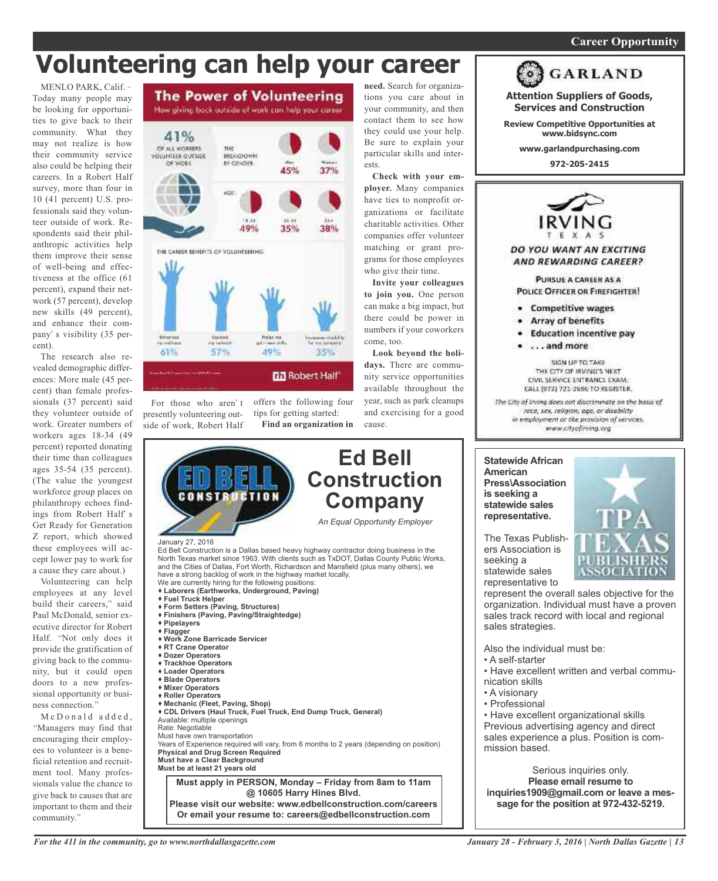# Volunteering can help your career

MENLO PARK, Calif. - Today many people may be looking for opportunities to give back to their community. What they may not realize is how their community service also could be helping their careers. In a Robert Half survey, more than four in 10 (41 percent) U.S. professionals said they volunteer outside of work. Respondents said their philanthropic activities help them improve their sense of well-being and effectiveness at the office (61 percent), expand their network (57 percent), develop new skills (49 percent), and enhance their company' s visibility (35 percent).

The research also revealed demographic differences: More male (45 percent) than female professionals (37 percent) said they volunteer outside of work. Greater numbers of workers ages 18-34 (49 percent) reported donating their time than colleagues ages 35-54 (35 percent). (The value the youngest workforce group places on philanthropy echoes findings from Robert Half' s Get Ready for Generation Z report, which showed these employees will accept lower pay to work for a cause they care about.)

Volunteering can help employees at any level build their careers," said Paul McDonald, senior executive director for Robert Half. "Not only does it provide the gratification of giving back to the community, but it could open doors to a new professional opportunity or business connection."

McDonald added, "Managers may find that encouraging their employees to volunteer is a beneficial retention and recruitment tool. Many professionals value the chance to give back to causes that are important to them and their community."

**The Power of Volunteering**
How giving back outside of work can help your career

41% of all workers volunteer outside of work

The breakdown by gender: Men 45%, Women 37%

Age: 18-34 49%, 35-54 35%, 55+ 38%

The career benefits of volunteering: Improves my wellness 61%, Expands my network 57%, Helps me gain new skills 49%, Increases visibility for my company 35%

Robert Half

For those who aren' t presently volunteering outside of work, Robert Half offers the following four tips for getting started:

**Find an organization in need.** Search for organizations you care about in your community, and then contact them to see how they could use your help. Be sure to explain your particular skills and interests.

**Check with your employer.** Many companies have ties to nonprofit organizations or facilitate charitable activities. Other companies offer volunteer matching or grant programs for those employees who give their time.

**Invite your colleagues to join you.** One person can make a big impact, but there could be power in numbers if your coworkers come, too.

**Look beyond the holidays.** There are community service opportunities available throughout the year, such as park cleanups and exercising for a good cause.

---

## Ed Bell Construction Company

*An Equal Opportunity Employer*

January 27, 2016

Ed Bell Construction is a Dallas based heavy highway contractor doing business in the North Texas market since 1963. With clients such as TxDOT, Dallas County Public Works, and the Cities of Dallas, Fort Worth, Richardson and Mansfield (plus many others), we have a strong backlog of work in the highway market locally.

We are currently hiring for the following positions:

- **Laborers (Earthworks, Underground, Paving)**
- **Fuel Truck Helper**
- **Form Setters (Paving, Structures)**
- **Finishers (Paving, Paving/Straightedge)**
- **Pipelayers**
- **Flagger**
- **Work Zone Barricade Servicer**
- **RT Crane Operator**
- **Dozer Operators**
- **Trackhoe Operators**
- **Loader Operators**
- **Blade Operators**
- **Mixer Operators**
- **Roller Operators**
- **Mechanic (Fleet, Paving, Shop)**
- **CDL Drivers (Haul Truck, Fuel Truck, End Dump Truck, General)**

Available: multiple openings
Rate: Negotiable
Must have own transportation
Years of Experience required will vary, from 6 months to 2 years (depending on position)
**Physical and Drug Screen Required**
**Must have a Clear Background**
**Must be at least 21 years old**

**Must apply in PERSON, Monday – Friday from 8am to 11am @ 10605 Harry Hines Blvd.**
**Please visit our website: www.edbellconstruction.com/careers**
**Or email your resume to: careers@edbellconstruction.com**

---

## GARLAND

**Attention Suppliers of Goods, Services and Construction**

**Review Competitive Opportunities at www.bidsync.com**

**www.garlandpurchasing.com**

**972-205-2415**

---

## IRVING TEXAS

***DO YOU WANT AN EXCITING AND REWARDING CAREER?***

**PURSUE A CAREER AS A POLICE OFFICER OR FIREFIGHTER!**

- **Competitive wages**
- **Array of benefits**
- **Education incentive pay**
- **. . . and more**

SIGN UP TO TAKE THE CITY OF IRVING'S NEXT CIVIL SERVICE ENTRANCE EXAM. CALL (972) 721-2696 TO REGISTER.

*The City of Irving does not discriminate on the basis of race, sex, religion, age, or disability in employment or the provision of services. www.cityofirving.org*

---

**Statewide African American Press\Association is seeking a statewide sales representative.**

TPA TEXAS PUBLISHERS ASSOCIATION

The Texas Publishers Association is seeking a statewide sales representative to represent the overall sales objective for the organization. Individual must have a proven sales track record with local and regional sales strategies.

Also the individual must be:

- A self-starter
- Have excellent written and verbal communication skills
- A visionary
- Professional
- Have excellent organizational skills

Previous advertising agency and direct sales experience a plus. Position is commission based.

Serious inquiries only.
**Please email resume to inquiries1909@gmail.com or leave a message for the position at 972-432-5219.**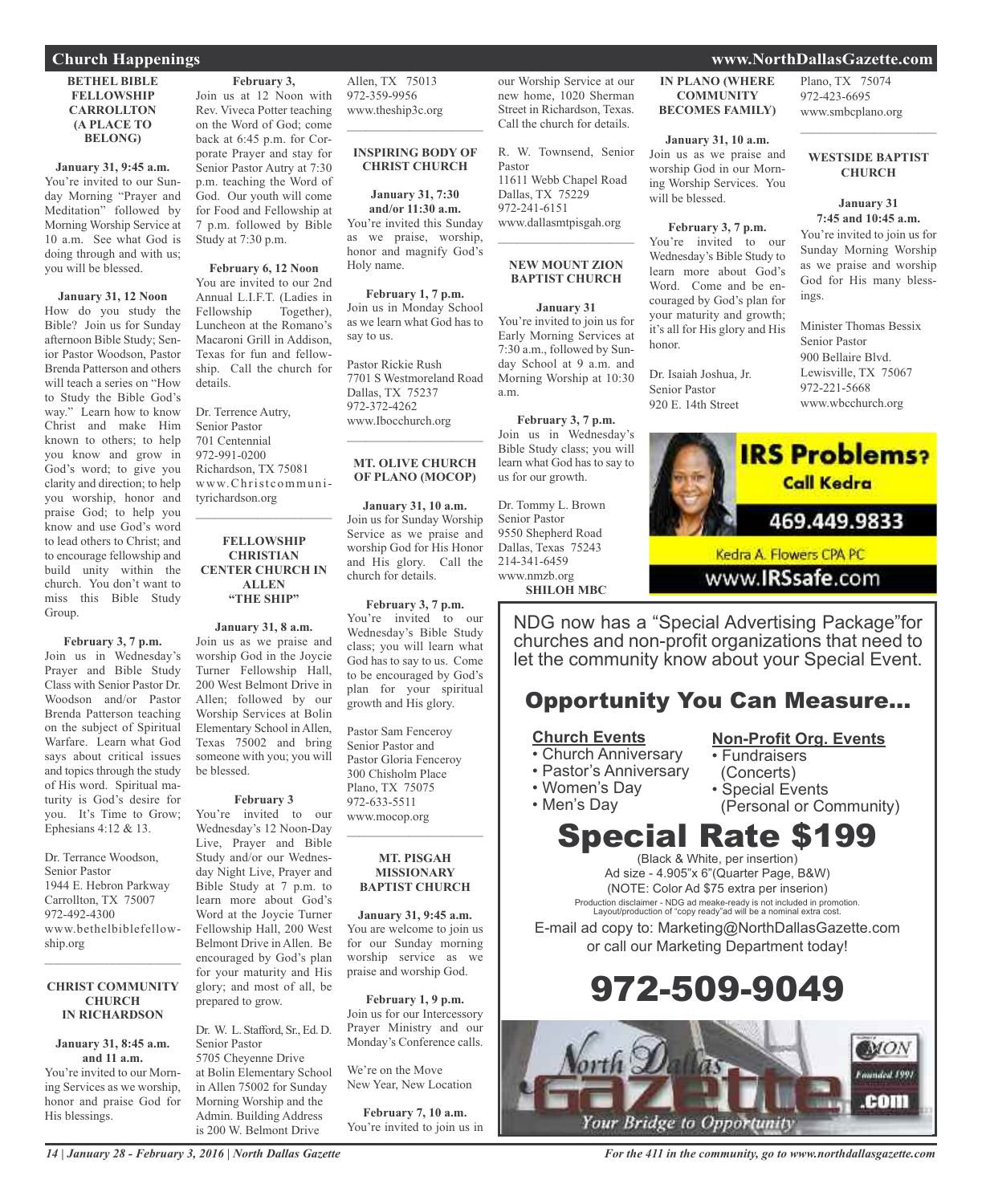## Church Happenings

### BETHEL BIBLE FELLOWSHIP CARROLLTON (A PLACE TO BELONG)

**January 31, 9:45 a.m.**
You're invited to our Sunday Morning "Prayer and Meditation" followed by Morning Worship Service at 10 a.m. See what God is doing through and with us; you will be blessed.

**January 31, 12 Noon**
How do you study the Bible? Join us for Sunday afternoon Bible Study; Senior Pastor Woodson, Pastor Brenda Patterson and others will teach a series on "How to Study the Bible God's way." Learn how to know Christ and make Him known to others; to help you know and grow in God's word; to give you clarity and direction; to help you worship, honor and praise God; to help you know and use God's word to lead others to Christ; and to encourage fellowship and build unity within the church. You don't want to miss this Bible Study Group.

**February 3, 7 p.m.**
Join us in Wednesday's Prayer and Bible Study Class with Senior Pastor Dr. Woodson and/or Pastor Brenda Patterson teaching on the subject of Spiritual Warfare. Learn what God says about critical issues and topics through the study of His word. Spiritual maturity is God's desire for you. It's Time to Grow; Ephesians 4:12 & 13.

Dr. Terrance Woodson,
Senior Pastor
1944 E. Hebron Parkway
Carrollton, TX 75007
972-492-4300
www.bethelbiblefellowship.org

### CHRIST COMMUNITY CHURCH IN RICHARDSON

**January 31, 8:45 a.m. and 11 a.m.**
You're invited to our Morning Services as we worship, honor and praise God for His blessings.

**February 3,**
Join us at 12 Noon with Rev. Viveca Potter teaching on the Word of God; come back at 6:45 p.m. for Corporate Prayer and stay for Senior Pastor Autry at 7:30 p.m. teaching the Word of God. Our youth will come for Food and Fellowship at 7 p.m. followed by Bible Study at 7:30 p.m.

**February 6, 12 Noon**
You are invited to our 2nd Annual L.I.F.T. (Ladies in Fellowship Together), Luncheon at the Romano's Macaroni Grill in Addison, Texas for fun and fellowship. Call the church for details.

Dr. Terrence Autry,
Senior Pastor
701 Centennial
972-991-0200
Richardson, TX 75081
www.Christcommunityrichardson.org

### FELLOWSHIP CHRISTIAN CENTER CHURCH IN ALLEN "THE SHIP"

**January 31, 8 a.m.**
Join us as we praise and worship God in the Joycie Turner Fellowship Hall, 200 West Belmont Drive in Allen; followed by our Worship Services at Bolin Elementary School in Allen, Texas 75002 and bring someone with you; you will be blessed.

**February 3**
You're invited to our Wednesday's 12 Noon-Day Live, Prayer and Bible Study and/or our Wednesday Night Live, Prayer and Bible Study at 7 p.m. to learn more about God's Word at the Joycie Turner Fellowship Hall, 200 West Belmont Drive in Allen. Be encouraged by God's plan for your maturity and His glory; and most of all, be prepared to grow.

Dr. W. L. Stafford, Sr., Ed. D.
Senior Pastor
5705 Cheyenne Drive
at Bolin Elementary School in Allen 75002 for Sunday Morning Worship and the Admin. Building Address is 200 W. Belmont Drive
Allen, TX 75013
972-359-9956
www.theship3c.org

### INSPIRING BODY OF CHRIST CHURCH

**January 31, 7:30 and/or 11:30 a.m.**
You're invited this Sunday as we praise, worship, honor and magnify God's Holy name.

**February 1, 7 p.m.**
Join us in Monday School as we learn what God has to say to us.

Pastor Rickie Rush
7701 S Westmoreland Road
Dallas, TX 75237
972-372-4262
www.Ibocchurch.org

### MT. OLIVE CHURCH OF PLANO (MOCOP)

**January 31, 10 a.m.**
Join us for Sunday Worship Service as we praise and worship God for His Honor and His glory. Call the church for details.

**February 3, 7 p.m.**
You're invited to our Wednesday's Bible Study class; you will learn what God has to say to us. Come to be encouraged by God's plan for your spiritual growth and His glory.

Pastor Sam Fenceroy
Senior Pastor and
Pastor Gloria Fenceroy
300 Chisholm Place
Plano, TX 75075
972-633-5511
www.mocop.org

### MT. PISGAH MISSIONARY BAPTIST CHURCH

**January 31, 9:45 a.m.**
You are welcome to join us for our Sunday morning worship service as we praise and worship God.

**February 1, 9 p.m.**
Join us for our Intercessory Prayer Ministry and our Monday's Conference calls.

We're on the Move
New Year, New Location

**February 7, 10 a.m.**
You're invited to join us in our Worship Service at our new home, 1020 Sherman Street in Richardson, Texas. Call the church for details.

R. W. Townsend, Senior Pastor
11611 Webb Chapel Road
Dallas, TX 75229
972-241-6151
www.dallasmtpisgah.org

### NEW MOUNT ZION BAPTIST CHURCH

**January 31**
You're invited to join us for Early Morning Services at 7:30 a.m., followed by Sunday School at 9 a.m. and Morning Worship at 10:30 a.m.

**February 3, 7 p.m.**
Join us in Wednesday's Bible Study class; you will learn what God has to say to us for our growth.

Dr. Tommy L. Brown
Senior Pastor
9550 Shepherd Road
Dallas, Texas 75243
214-341-6459
www.nmzb.org

### SHILOH MBC IN PLANO (WHERE COMMUNITY BECOMES FAMILY)

**January 31, 10 a.m.**
Join us as we praise and worship God in our Morning Worship Services. You will be blessed.

**February 3, 7 p.m.**
You're invited to our Wednesday's Bible Study to learn more about God's Word. Come and be encouraged by God's plan for your maturity and growth; it's all for His glory and His honor.

Dr. Isaiah Joshua, Jr.
Senior Pastor
920 E. 14th Street
Plano, TX 75074
972-423-6695
www.smbcplano.org

### WESTSIDE BAPTIST CHURCH

**January 31 7:45 and 10:45 a.m.**
You're invited to join us for Sunday Morning Worship as we praise and worship God for His many blessings.

Minister Thomas Bessix
Senior Pastor
900 Bellaire Blvd.
Lewisville, TX 75067
972-221-5668
www.wbcchurch.org

**IRS Problems? Call Kedra**
469.449.9833
Kedra A. Flowers CPA PC
www.IRSsafe.com

NDG now has a "Special Advertising Package"for churches and non-profit organizations that need to let the community know about your Special Event.

## Opportunity You Can Measure...

**Church Events**
- Church Anniversary
- Pastor's Anniversary
- Women's Day
- Men's Day

**Non-Profit Org. Events**
- Fundraisers (Concerts)
- Special Events (Personal or Community)

## Special Rate $199

(Black & White, per insertion)
Ad size - 4.905"x 6"(Quarter Page, B&W)
(NOTE: Color Ad $75 extra per inserion)
Production disclaimer - NDG ad meake-ready is not included in promotion. Layout/production of "copy ready"ad will be a nominal extra cost.

E-mail ad copy to: Marketing@NorthDallasGazette.com or call our Marketing Department today!

## 972-509-9049

North Dallas Gazette .com
Your Bridge to Opportunity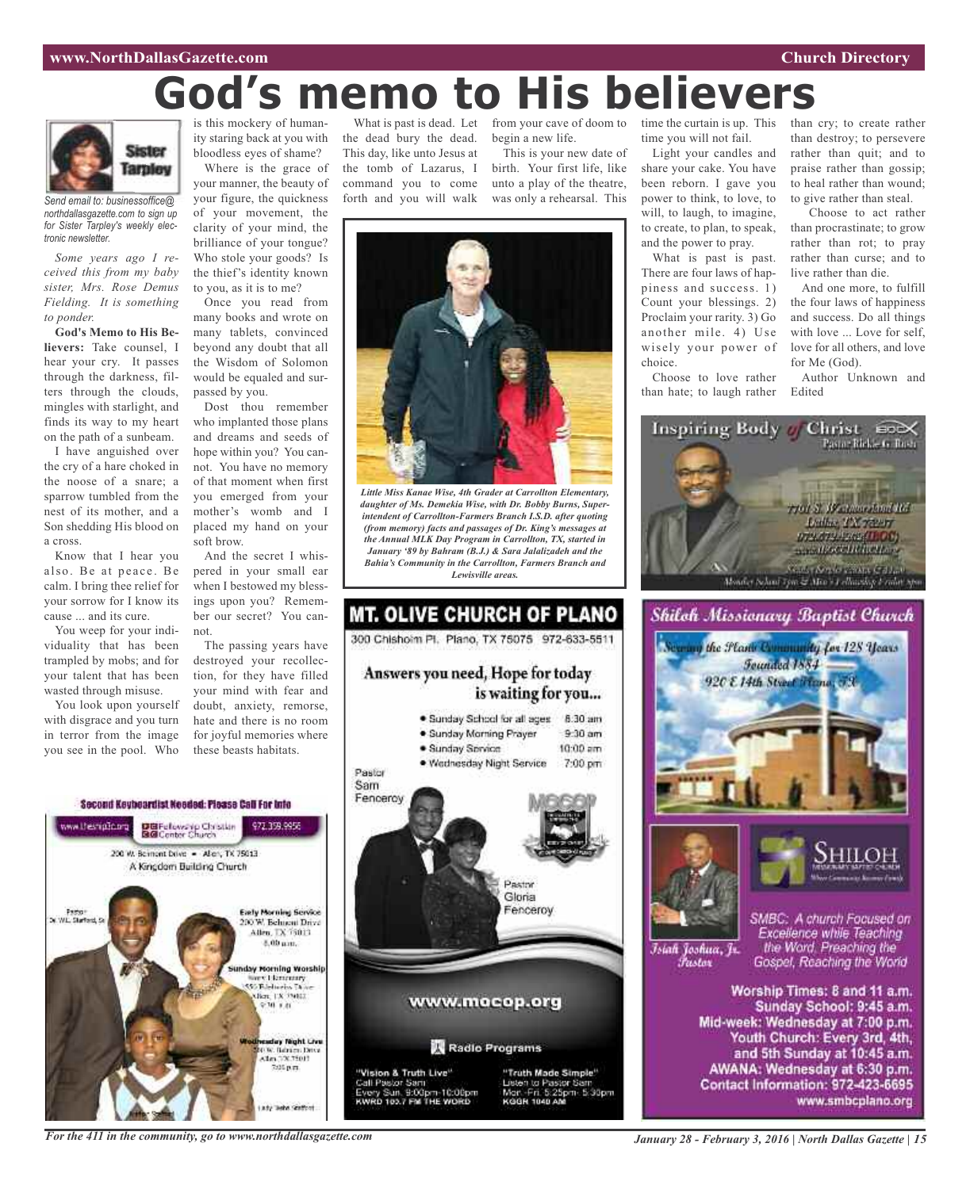# God's memo to His believers

Sister Tarpley

*Send email to: businessoffice@northdallasgazette.com to sign up for Sister Tarpley's weekly electronic newsletter.*

*Some years ago I received this from my baby sister, Mrs. Rose Demus Fielding. It is something to ponder.*

**God's Memo to His Believers:** Take counsel, I hear your cry. It passes through the darkness, filters through the clouds, mingles with starlight, and finds its way to my heart on the path of a sunbeam.

I have anguished over the cry of a hare choked in the noose of a snare; a sparrow tumbled from the nest of its mother, and a Son shedding His blood on a cross.

Know that I hear you also. Be at peace. Be calm. I bring thee relief for your sorrow for I know its cause ... and its cure.

You weep for your individuality that has been trampled by mobs; and for your talent that has been wasted through misuse.

You look upon yourself with disgrace and you turn in terror from the image you see in the pool. Who is this mockery of humanity staring back at you with bloodless eyes of shame?

Where is the grace of your manner, the beauty of your figure, the quickness of your movement, the clarity of your mind, the brilliance of your tongue? Who stole your goods? Is the thief's identity known to you, as it is to me?

Once you read from many books and wrote on many tablets, convinced beyond any doubt that all the Wisdom of Solomon would be equaled and surpassed by you.

Dost thou remember who implanted those plans and dreams and seeds of hope within you? You cannot. You have no memory of that moment when first you emerged from your mother's womb and I placed my hand on your soft brow.

And the secret I whispered in your small ear when I bestowed my blessings upon you? Remember our secret? You cannot.

The passing years have destroyed your recollection, for they have filled your mind with fear and doubt, anxiety, remorse, hate and there is no room for joyful memories where these beasts habitats.

What is past is dead. Let the dead bury the dead. This day, like unto Jesus at the tomb of Lazarus, I command you to come forth and you will walk from your cave of doom to begin a new life.

This is your new date of birth. Your first life, like unto a play of the theatre, was only a rehearsal. This time the curtain is up. This time you will not fail.

Light your candles and share your cake. You have been reborn. I gave you power to think, to love, to will, to laugh, to imagine, to create, to plan, to speak, and the power to pray.

What is past is past. There are four laws of happiness and success. 1) Count your blessings. 2) Proclaim your rarity. 3) Go another mile. 4) Use wisely your power of choice.

Choose to love rather than hate; to laugh rather than cry; to create rather than destroy; to persevere rather than quit; and to praise rather than gossip; to heal rather than wound; to give rather than steal.

Choose to act rather than procrastinate; to grow rather than rot; to pray rather than curse; and to live rather than die.

And one more, to fulfill the four laws of happiness and success. Do all things with love ... Love for self, love for all others, and love for Me (God).

Author Unknown and Edited

*Little Miss Kanae Wise, 4th Grader at Carrollton Elementary, daughter of Ms. Demekia Wise, with Dr. Bobby Burns, Superintendent of Carrollton-Farmers Branch I.S.D. after quoting (from memory) facts and passages of Dr. King's messages at the Annual MLK Day Program in Carrollton, TX, started in January '89 by Bahram (B.J.) & Sara Jalalizadeh and the Bahia's Community in the Carrollton, Farmers Branch and Lewisville areas.*

## MT. OLIVE CHURCH OF PLANO

300 Chisholm Pl. Plano, TX 75075 972-633-5511

**Answers you need, Hope for today is waiting for you...**

- Sunday School for all ages 8:30 am
- Sunday Morning Prayer 9:30 am
- Sunday Service 10:00 am
- Wednesday Night Service 7:00 pm

Pastor Sam Fenceroy

Pastor Gloria Fenceroy

www.mocop.org

Radio Programs

"Vision & Truth Live" Call Pastor Sam Every Sun. 9:00pm-10:00pm KWRD 103.7 FM THE WORD

"Truth Made Simple" Listen to Pastor Sam Mon.-Fri. 5:25pm-5:30pm KGGR 1040 AM

**Second Keyboardist Needed: Please Call For Info**

www.thesnjfcc.org | Fellowship Christian Center Church | 972.359.9956

200 W. Belmont Drive • Allen, TX 75013

A Kingdom Building Church

Pastor Dr. W.L. Stafford, Sr.

Early Morning Service 200 W. Belmont Drive Allen, TX 75013 8:00 a.m.

Sunday Morning Worship

Wednesday Night Live

Lady Stafford

## Inspiring Body of Christ

Pastor Rickie G. Rush

7701 S. Westmoreland Rd. Dallas, TX 75237

## Shiloh Missionary Baptist Church

Serving the Plano Community for 128 Years

Founded 1884

920 E 14th Street Plano, TX

SHILOH

Isiah Joshua, Jr. Pastor

SMBC: A church Focused on Excellence while Teaching the Word. Preaching the Gospel, Reaching the World

Worship Times: 8 and 11 a.m.
Sunday School: 9:45 a.m.
Mid-week: Wednesday at 7:00 p.m.
Youth Church: Every 3rd, 4th, and 5th Sunday at 10:45 a.m.
AWANA: Wednesday at 6:30 p.m.
Contact Information: 972-423-6695
www.smbcplano.org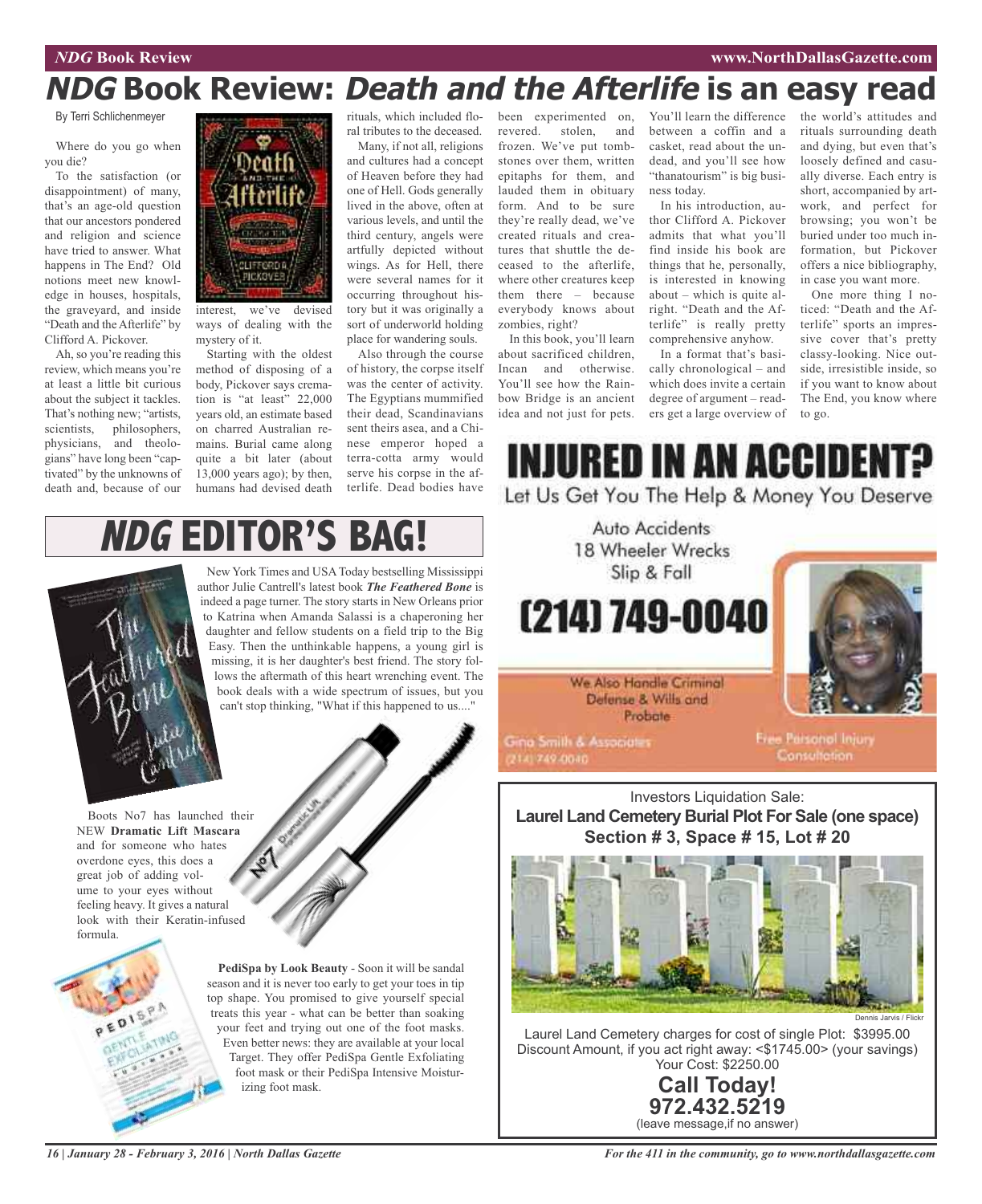# *NDG* Book Review: *Death and the Afterlife* is an easy read

By Terri Schlichenmeyer

Where do you go when you die?

To the satisfaction (or disappointment) of many, that's an age-old question that our ancestors pondered and religion and science have tried to answer. What happens in The End? Old notions meet new knowledge in houses, hospitals, the graveyard, and inside "Death and the Afterlife" by Clifford A. Pickover.

Ah, so you're reading this review, which means you're at least a little bit curious about the subject it tackles. That's nothing new; "artists, scientists, philosophers, physicians, and theologians" have long been "captivated" by the unknowns of death and, because of our interest, we've devised ways of dealing with the mystery of it.

Starting with the oldest method of disposing of a body, Pickover says cremation is "at least" 22,000 years old, an estimate based on charred Australian remains. Burial came along quite a bit later (about 13,000 years ago); by then, humans had devised death rituals, which included floral tributes to the deceased.

Many, if not all, religions and cultures had a concept of Heaven before they had one of Hell. Gods generally lived in the above, often at various levels, and until the third century, angels were artfully depicted without wings. As for Hell, there were several names for it occurring throughout history but it was originally a sort of underworld holding place for wandering souls.

Also through the course of history, the corpse itself was the center of activity. The Egyptians mummified their dead, Scandinavians sent theirs asea, and a Chinese emperor hoped a terra-cotta army would serve his corpse in the afterlife. Dead bodies have been experimented on, revered, stolen, and frozen. We've put tombstones over them, written epitaphs for them, and lauded them in obituary form. And to be sure they're really dead, we've created rituals and creatures that shuttle the deceased to the afterlife, where other creatures keep them there – because everybody knows about zombies, right?

In this book, you'll learn about sacrificed children, Incan and otherwise. You'll see how the Rainbow Bridge is an ancient idea and not just for pets. You'll learn the difference between a coffin and a casket, read about the undead, and you'll see how "thanatourism" is big business today.

In his introduction, author Clifford A. Pickover admits that what you'll find inside his book are things that he, personally, is interested in knowing about – which is quite alright. "Death and the Afterlife" is really pretty comprehensive anyhow.

In a format that's basically chronological – and which does invite a certain degree of argument – readers get a large overview of the world's attitudes and rituals surrounding death and dying, but even that's loosely defined and casually diverse. Each entry is short, accompanied by artwork, and perfect for browsing; you won't be buried under too much information, but Pickover offers a nice bibliography, in case you want more.

One more thing I noticed: "Death and the Afterlife" sports an impressive cover that's pretty classy-looking. Nice outside, irresistible inside, so if you want to know about The End, you know where to go.

# *NDG* EDITOR'S BAG!

New York Times and USA Today bestselling Mississippi author Julie Cantrell's latest book ***The Feathered Bone*** is indeed a page turner. The story starts in New Orleans prior to Katrina when Amanda Salassi is a chaperoning her daughter and fellow students on a field trip to the Big Easy. Then the unthinkable happens, a young girl is missing, it is her daughter's best friend. The story follows the aftermath of this heart wrenching event. The book deals with a wide spectrum of issues, but you can't stop thinking, "What if this happened to us...."

Boots No7 has launched their NEW **Dramatic Lift Mascara** and for someone who hates overdone eyes, this does a great job of adding volume to your eyes without feeling heavy. It gives a natural look with their Keratin-infused formula.

**PediSpa by Look Beauty** - Soon it will be sandal season and it is never too early to get your toes in tip top shape. You promised to give yourself special treats this year - what can be better than soaking your feet and trying out one of the foot masks. Even better news: they are available at your local Target. They offer PediSpa Gentle Exfoliating foot mask or their PediSpa Intensive Moisturizing foot mask.

---

**INJURED IN AN ACCIDENT?**

Let Us Get You The Help & Money You Deserve

Auto Accidents
18 Wheeler Wrecks
Slip & Fall

**(214) 749-0040**

We Also Handle Criminal Defense & Wills and Probate

Gina Smith & Associates
(214) 749-0040

Free Personal Injury Consultation

---

Investors Liquidation Sale:
**Laurel Land Cemetery Burial Plot For Sale (one space)**
**Section # 3, Space # 15, Lot # 20**

Dennis Jarvis / Flickr

Laurel Land Cemetery charges for cost of single Plot: $3995.00
Discount Amount, if you act right away: <$1745.00> (your savings)
Your Cost: $2250.00

**Call Today!**
**972.432.5219**
(leave message,if no answer)